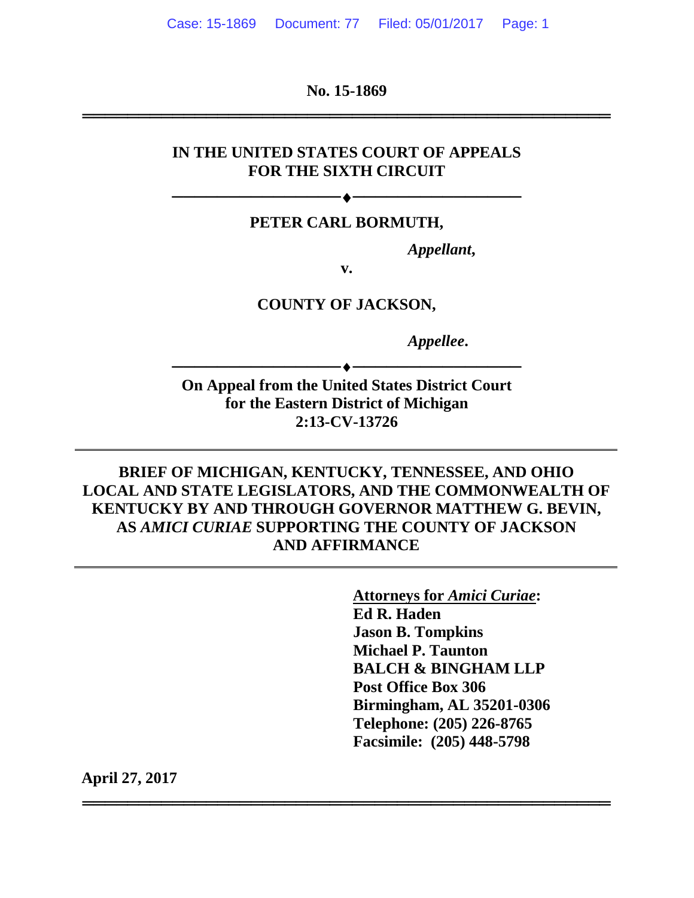**No. 15-1869**

---

**IN THE UNITED STATES COURT OF APPEALS FOR THE SIXTH CIRCUIT**

---

**PETER CARL BORMUTH,**

*Appellant,*

**v.**

**COUNTY OF JACKSON,**

*Appellee.*

---

**On Appeal from the United States District Court for the Eastern District of Michigan**
**2:13-CV-13726**

---

**BRIEF OF MICHIGAN, KENTUCKY, TENNESSEE, AND OHIO LOCAL AND STATE LEGISLATORS, AND THE COMMONWEALTH OF KENTUCKY BY AND THROUGH GOVERNOR MATTHEW G. BEVIN, AS *AMICI CURIAE* SUPPORTING THE COUNTY OF JACKSON AND AFFIRMANCE**

---

**Attorneys for *Amici Curiae*:**
**Ed R. Haden**
**Jason B. Tompkins**
**Michael P. Taunton**
**BALCH & BINGHAM LLP**
**Post Office Box 306**
**Birmingham, AL 35201-0306**
**Telephone: (205) 226-8765**
**Facsimile: (205) 448-5798**

**April 27, 2017**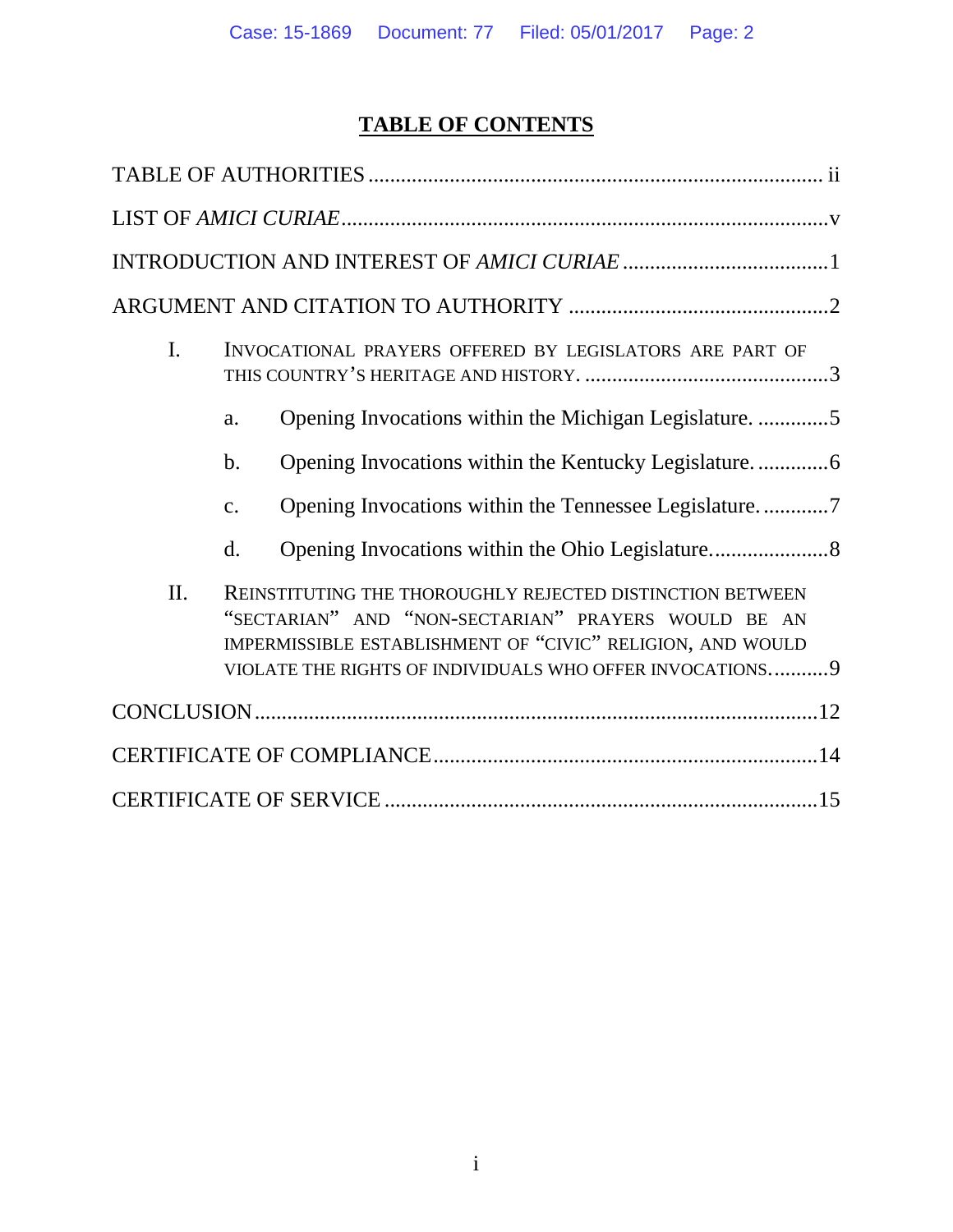# TABLE OF CONTENTS

TABLE OF AUTHORITIES ........................................................................................ ii

LIST OF *AMICI CURIAE* ........................................................................................v

INTRODUCTION AND INTEREST OF *AMICI CURIAE* .....................................1

ARGUMENT AND CITATION TO AUTHORITY ................................................2

I. INVOCATIONAL PRAYERS OFFERED BY LEGISLATORS ARE PART OF THIS COUNTRY'S HERITAGE AND HISTORY. .............................................3

   a. Opening Invocations within the Michigan Legislature. .............5

   b. Opening Invocations within the Kentucky Legislature. .............6

   c. Opening Invocations within the Tennessee Legislature. ............7

   d. Opening Invocations within the Ohio Legislature.....................8

II. REINSTITUTING THE THOROUGHLY REJECTED DISTINCTION BETWEEN "SECTARIAN" AND "NON-SECTARIAN" PRAYERS WOULD BE AN IMPERMISSIBLE ESTABLISHMENT OF "CIVIC" RELIGION, AND WOULD VIOLATE THE RIGHTS OF INDIVIDUALS WHO OFFER INVOCATIONS...........9

CONCLUSION ......................................................................................................12

CERTIFICATE OF COMPLIANCE ......................................................................14

CERTIFICATE OF SERVICE ...............................................................................15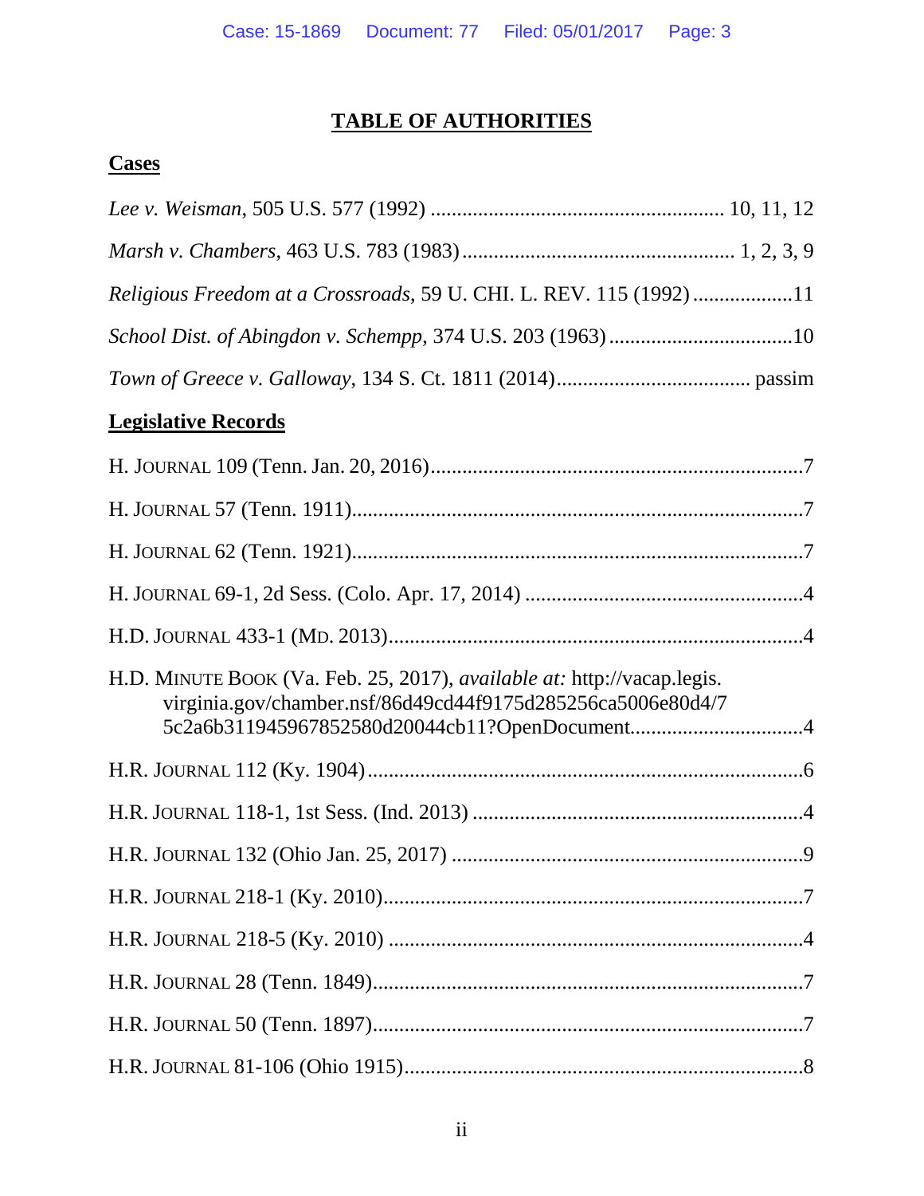# TABLE OF AUTHORITIES

## Cases

*Lee v. Weisman*, 505 U.S. 577 (1992) ........................................................ 10, 11, 12

*Marsh v. Chambers*, 463 U.S. 783 (1983) .................................................... 1, 2, 3, 9

*Religious Freedom at a Crossroads*, 59 U. CHI. L. REV. 115 (1992) ...................11

*School Dist. of Abingdon v. Schempp*, 374 U.S. 203 (1963) ...................................10

*Town of Greece v. Galloway*, 134 S. Ct. 1811 (2014).................................... passim

## Legislative Records

H. JOURNAL 109 (Tenn. Jan. 20, 2016).......................................................................7

H. JOURNAL 57 (Tenn. 1911).......................................................................................7

H. JOURNAL 62 (Tenn. 1921).......................................................................................7

H. JOURNAL 69-1, 2d Sess. (Colo. Apr. 17, 2014) .....................................................4

H.D. JOURNAL 433-1 (MD. 2013)...............................................................................4

H.D. MINUTE BOOK (Va. Feb. 25, 2017), *available at:* http://vacap.legis.virginia.gov/chamber.nsf/86d49cd44f9175d285256ca5006e80d4/75c2a6b311945967852580d20044cb11?OpenDocument.................................4

H.R. JOURNAL 112 (Ky. 1904)....................................................................................6

H.R. JOURNAL 118-1, 1st Sess. (Ind. 2013) ...............................................................4

H.R. JOURNAL 132 (Ohio Jan. 25, 2017) ...................................................................9

H.R. JOURNAL 218-1 (Ky. 2010).................................................................................7

H.R. JOURNAL 218-5 (Ky. 2010) ...............................................................................4

H.R. JOURNAL 28 (Tenn. 1849)..................................................................................7

H.R. JOURNAL 50 (Tenn. 1897)..................................................................................7

H.R. JOURNAL 81-106 (Ohio 1915)............................................................................8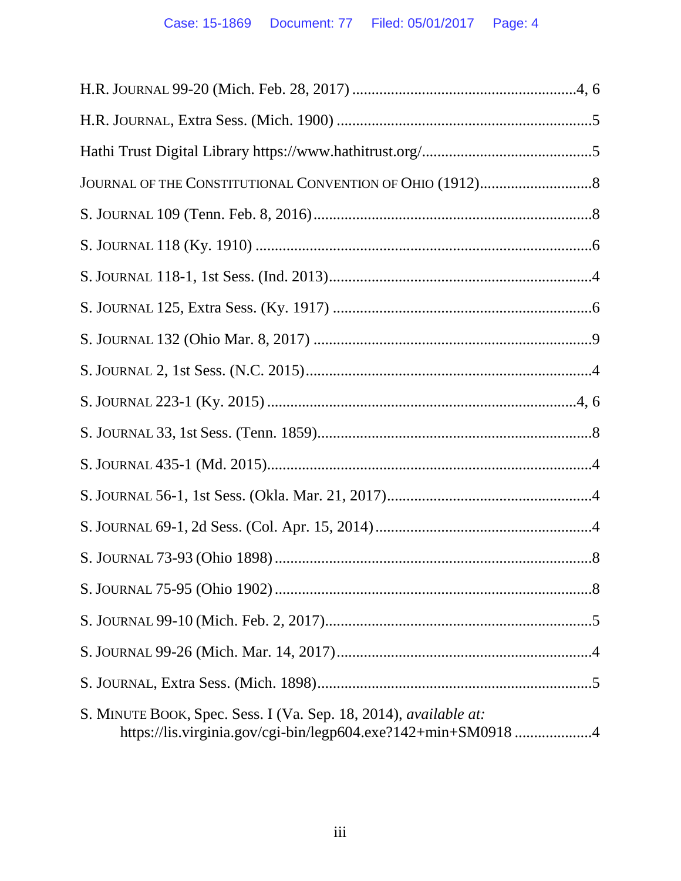H.R. JOURNAL 99-20 (Mich. Feb. 28, 2017) ..........................................................4, 6

H.R. JOURNAL, Extra Sess. (Mich. 1900) ..................................................................5

Hathi Trust Digital Library https://www.hathitrust.org/............................................5

JOURNAL OF THE CONSTITUTIONAL CONVENTION OF OHIO (1912).............................8

S. JOURNAL 109 (Tenn. Feb. 8, 2016).......................................................................8

S. JOURNAL 118 (Ky. 1910) .......................................................................................6

S. JOURNAL 118-1, 1st Sess. (Ind. 2013)....................................................................4

S. JOURNAL 125, Extra Sess. (Ky. 1917) ...................................................................6

S. JOURNAL 132 (Ohio Mar. 8, 2017) .......................................................................9

S. JOURNAL 2, 1st Sess. (N.C. 2015).........................................................................4

S. JOURNAL 223-1 (Ky. 2015) ..............................................................................4, 6

S. JOURNAL 33, 1st Sess. (Tenn. 1859)......................................................................8

S. JOURNAL 435-1 (Md. 2015)...................................................................................4

S. JOURNAL 56-1, 1st Sess. (Okla. Mar. 21, 2017)....................................................4

S. JOURNAL 69-1, 2d Sess. (Col. Apr. 15, 2014) .......................................................4

S. JOURNAL 73-93 (Ohio 1898) .................................................................................8

S. JOURNAL 75-95 (Ohio 1902) .................................................................................8

S. JOURNAL 99-10 (Mich. Feb. 2, 2017)....................................................................5

S. JOURNAL 99-26 (Mich. Mar. 14, 2017).................................................................4

S. JOURNAL, Extra Sess. (Mich. 1898)......................................................................5

S. MINUTE BOOK, Spec. Sess. I (Va. Sep. 18, 2014), *available at:* https://lis.virginia.gov/cgi-bin/legp604.exe?142+min+SM0918 ....................4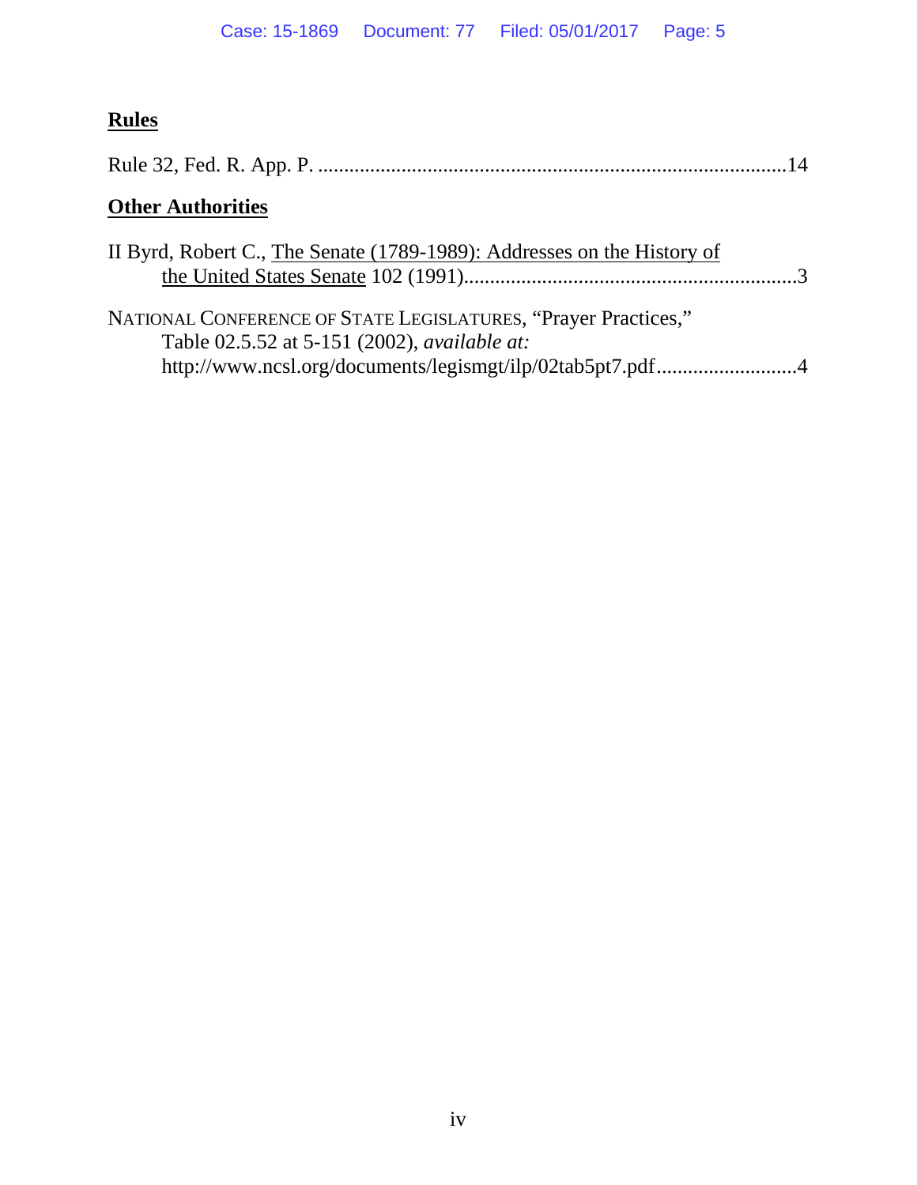## **Rules**

Rule 32, Fed. R. App. P. ........................................................................................14

## **Other Authorities**

II Byrd, Robert C., The Senate (1789-1989): Addresses on the History of the United States Senate 102 (1991)...............................................................3

NATIONAL CONFERENCE OF STATE LEGISLATURES, "Prayer Practices," Table 02.5.52 at 5-151 (2002), *available at:* http://www.ncsl.org/documents/legismgt/ilp/02tab5pt7.pdf...........................4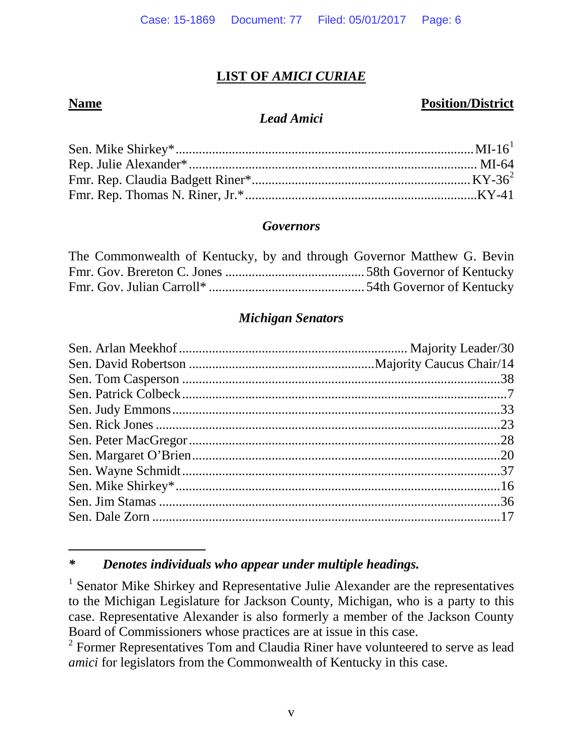## LIST OF *AMICI CURIAE*

| **Name** | **Position/District** |
|---|---|
| ***Lead Amici*** | |
| Sen. Mike Shirkey* | MI-16[1] |
| Rep. Julie Alexander* | MI-64 |
| Fmr. Rep. Claudia Badgett Riner* | KY-36[2] |
| Fmr. Rep. Thomas N. Riner, Jr.* | KY-41 |
| ***Governors*** | |
| The Commonwealth of Kentucky, by and through Governor Matthew G. Bevin | |
| Fmr. Gov. Brereton C. Jones | 58th Governor of Kentucky |
| Fmr. Gov. Julian Carroll* | 54th Governor of Kentucky |
| ***Michigan Senators*** | |
| Sen. Arlan Meekhof | Majority Leader/30 |
| Sen. David Robertson | Majority Caucus Chair/14 |
| Sen. Tom Casperson | 38 |
| Sen. Patrick Colbeck | 7 |
| Sen. Judy Emmons | 33 |
| Sen. Rick Jones | 23 |
| Sen. Peter MacGregor | 28 |
| Sen. Margaret O'Brien | 20 |
| Sen. Wayne Schmidt | 37 |
| Sen. Mike Shirkey* | 16 |
| Sen. Jim Stamas | 36 |
| Sen. Dale Zorn | 17 |

***\*  Denotes individuals who appear under multiple headings.***

[1] Senator Mike Shirkey and Representative Julie Alexander are the representatives to the Michigan Legislature for Jackson County, Michigan, who is a party to this case. Representative Alexander is also formerly a member of the Jackson County Board of Commissioners whose practices are at issue in this case.

[2] Former Representatives Tom and Claudia Riner have volunteered to serve as lead *amici* for legislators from the Commonwealth of Kentucky in this case.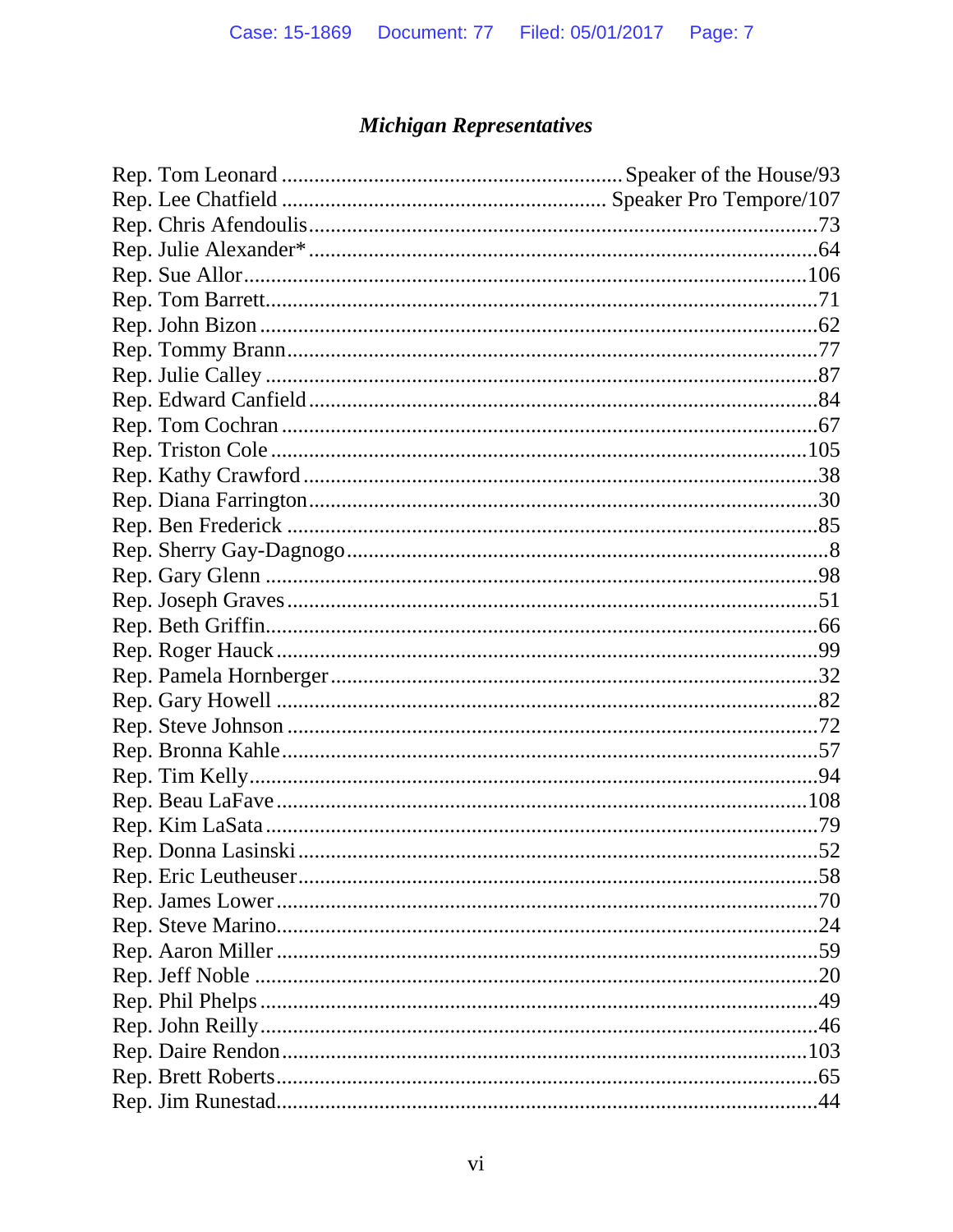### *Michigan Representatives*

Rep. Tom Leonard ............................................................... Speaker of the House/93
Rep. Lee Chatfield ............................................................ Speaker Pro Tempore/107
Rep. Chris Afendoulis .....................................................................................73
Rep. Julie Alexander* .....................................................................................64
Rep. Sue Allor ..............................................................................................106
Rep. Tom Barrett ...........................................................................................71
Rep. John Bizon .............................................................................................62
Rep. Tommy Brann .........................................................................................77
Rep. Julie Calley ............................................................................................87
Rep. Edward Canfield .....................................................................................84
Rep. Tom Cochran .........................................................................................67
Rep. Triston Cole ..........................................................................................105
Rep. Kathy Crawford ......................................................................................38
Rep. Diana Farrington .....................................................................................30
Rep. Ben Frederick .........................................................................................85
Rep. Sherry Gay-Dagnogo .................................................................................8
Rep. Gary Glenn ............................................................................................98
Rep. Joseph Graves .........................................................................................51
Rep. Beth Griffin ............................................................................................66
Rep. Roger Hauck ...........................................................................................99
Rep. Pamela Hornberger ..................................................................................32
Rep. Gary Howell ...........................................................................................82
Rep. Steve Johnson .........................................................................................72
Rep. Bronna Kahle ..........................................................................................57
Rep. Tim Kelly ...............................................................................................94
Rep. Beau LaFave .........................................................................................108
Rep. Kim LaSata ............................................................................................79
Rep. Donna Lasinski .......................................................................................52
Rep. Eric Leutheuser .......................................................................................58
Rep. James Lower ...........................................................................................70
Rep. Steve Marino ...........................................................................................24
Rep. Aaron Miller ...........................................................................................59
Rep. Jeff Noble ...............................................................................................20
Rep. Phil Phelps .............................................................................................49
Rep. John Reilly .............................................................................................46
Rep. Daire Rendon ........................................................................................103
Rep. Brett Roberts ...........................................................................................65
Rep. Jim Runestad ...........................................................................................44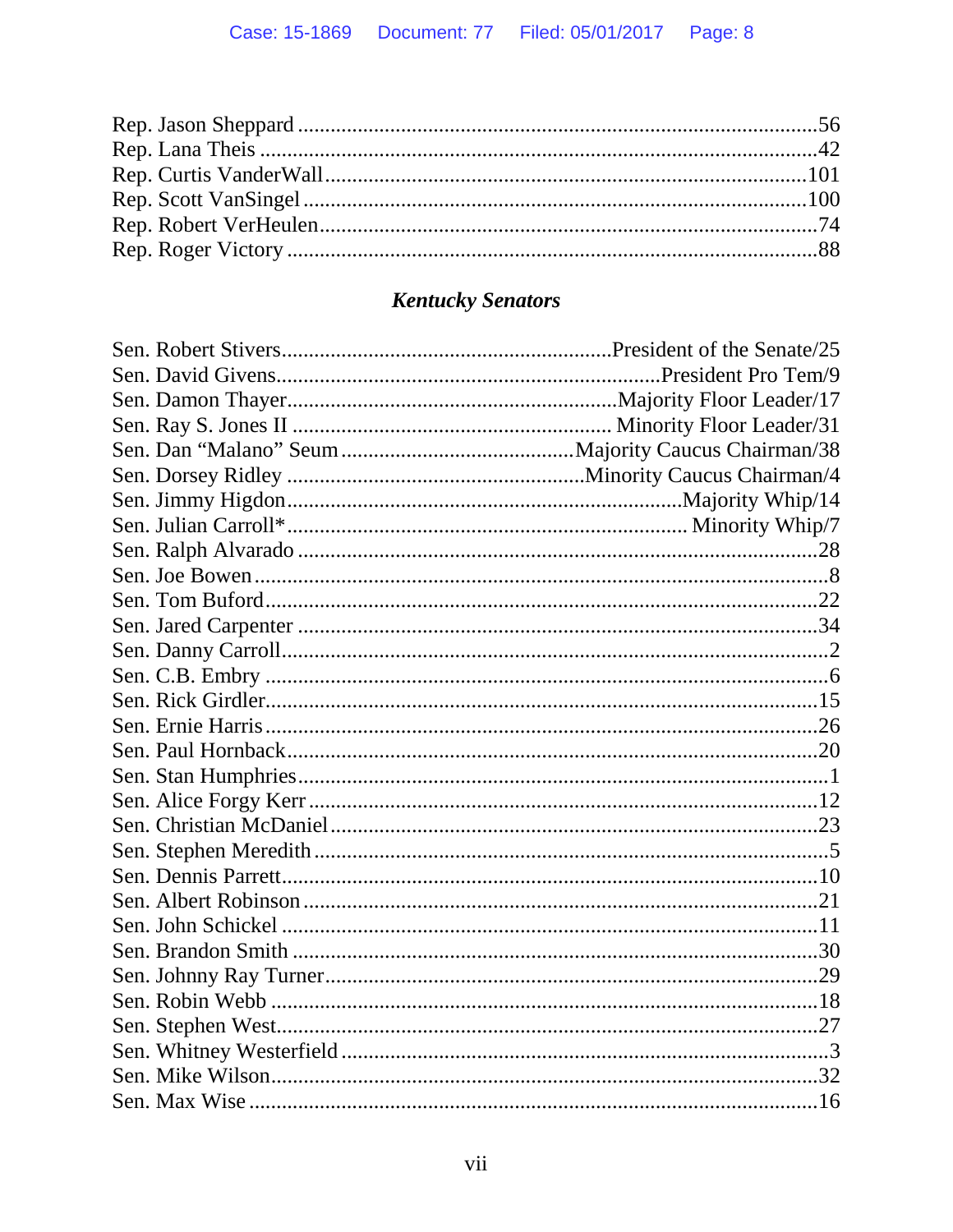Rep. Jason Sheppard ........................................................................................56
Rep. Lana Theis ...............................................................................................42
Rep. Curtis VanderWall...................................................................................101
Rep. Scott VanSingel .......................................................................................100
Rep. Robert VerHeulen.....................................................................................74
Rep. Roger Victory ...........................................................................................88

### *Kentucky Senators*

Sen. Robert Stivers.............................................................President of the Senate/25
Sen. David Givens.......................................................................President Pro Tem/9
Sen. Damon Thayer.............................................................Majority Floor Leader/17
Sen. Ray S. Jones II .......................................................... Minority Floor Leader/31
Sen. Dan "Malano" Seum ..........................................Majority Caucus Chairman/38
Sen. Dorsey Ridley .......................................................Minority Caucus Chairman/4
Sen. Jimmy Higdon.........................................................................Majority Whip/14
Sen. Julian Carroll*......................................................................... Minority Whip/7
Sen. Ralph Alvarado ...........................................................................................28
Sen. Joe Bowen .....................................................................................................8
Sen. Tom Buford..................................................................................................22
Sen. Jared Carpenter ...........................................................................................34
Sen. Danny Carroll.................................................................................................2
Sen. C.B. Embry ....................................................................................................6
Sen. Rick Girdler..................................................................................................15
Sen. Ernie Harris .................................................................................................26
Sen. Paul Hornback..............................................................................................20
Sen. Stan Humphries..............................................................................................1
Sen. Alice Forgy Kerr ..........................................................................................12
Sen. Christian McDaniel ......................................................................................23
Sen. Stephen Meredith ..........................................................................................5
Sen. Dennis Parrett...............................................................................................10
Sen. Albert Robinson ...........................................................................................21
Sen. John Schickel ...............................................................................................11
Sen. Brandon Smith .............................................................................................30
Sen. Johnny Ray Turner.......................................................................................29
Sen. Robin Webb .................................................................................................18
Sen. Stephen West................................................................................................27
Sen. Whitney Westerfield ......................................................................................3
Sen. Mike Wilson..................................................................................................32
Sen. Max Wise .....................................................................................................16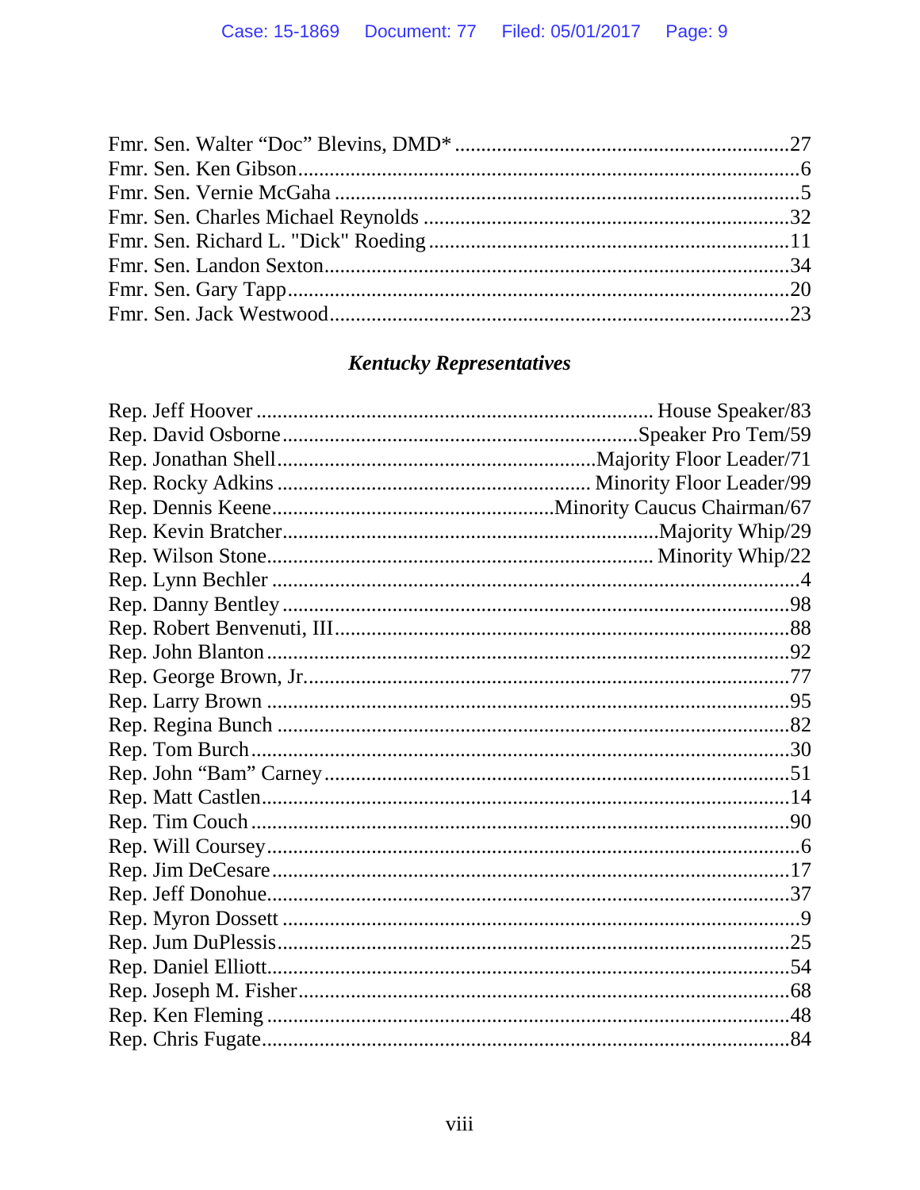Fmr. Sen. Walter “Doc” Blevins, DMD* ............................................................27
Fmr. Sen. Ken Gibson..............................................................................................6
Fmr. Sen. Vernie McGaha ........................................................................................5
Fmr. Sen. Charles Michael Reynolds .....................................................................32
Fmr. Sen. Richard L. "Dick" Roeding ....................................................................11
Fmr. Sen. Landon Sexton.........................................................................................34
Fmr. Sen. Gary Tapp................................................................................................20
Fmr. Sen. Jack Westwood.........................................................................................23

### *Kentucky Representatives*

Rep. Jeff Hoover ......................................................................... House Speaker/83
Rep. David Osborne..................................................................Speaker Pro Tem/59
Rep. Jonathan Shell............................................................Majority Floor Leader/71
Rep. Rocky Adkins ........................................................... Minority Floor Leader/99
Rep. Dennis Keene.....................................................Minority Caucus Chairman/67
Rep. Kevin Bratcher....................................................................Majority Whip/29
Rep. Wilson Stone....................................................................... Minority Whip/22
Rep. Lynn Bechler ....................................................................................................4
Rep. Danny Bentley .................................................................................................98
Rep. Robert Benvenuti, III......................................................................................88
Rep. John Blanton ...................................................................................................92
Rep. George Brown, Jr............................................................................................77
Rep. Larry Brown ...................................................................................................95
Rep. Regina Bunch .................................................................................................82
Rep. Tom Burch.......................................................................................................30
Rep. John “Bam” Carney ........................................................................................51
Rep. Matt Castlen....................................................................................................14
Rep. Tim Couch .......................................................................................................90
Rep. Will Coursey......................................................................................................6
Rep. Jim DeCesare ...................................................................................................17
Rep. Jeff Donohue....................................................................................................37
Rep. Myron Dossett ...................................................................................................9
Rep. Jum DuPlessis..................................................................................................25
Rep. Daniel Elliott...................................................................................................54
Rep. Joseph M. Fisher.............................................................................................68
Rep. Ken Fleming ...................................................................................................48
Rep. Chris Fugate....................................................................................................84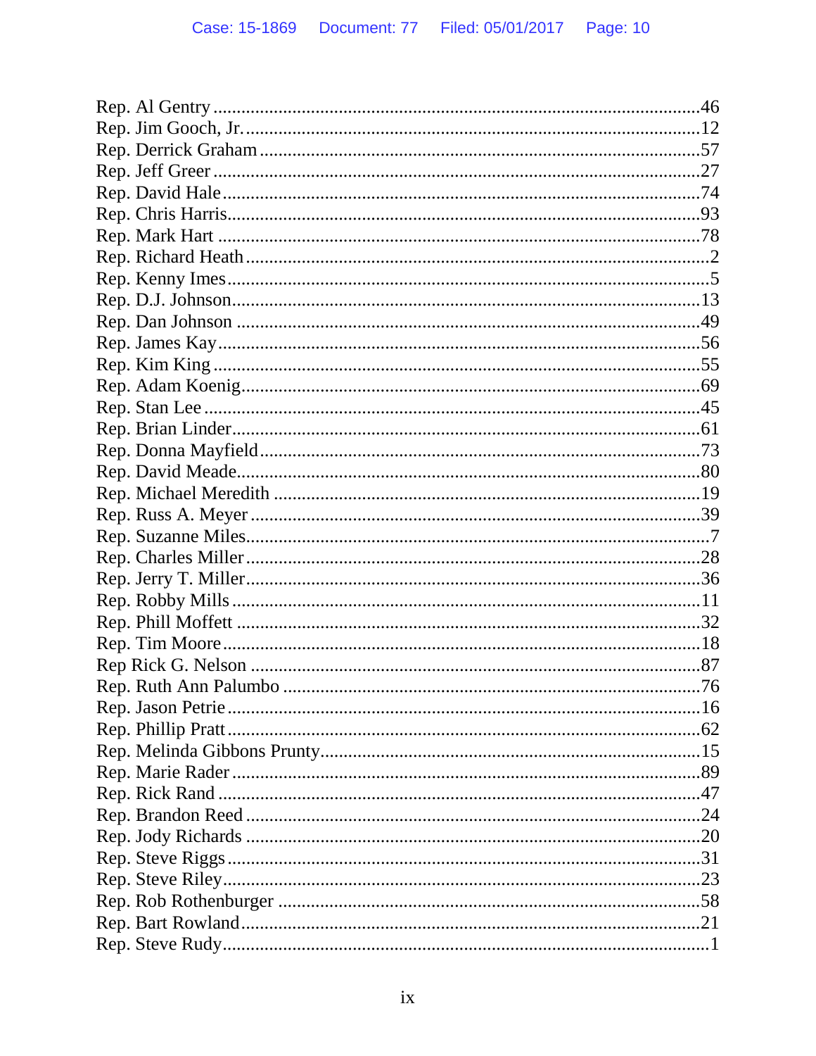Rep. Al Gentry .......................................................................................46
Rep. Jim Gooch, Jr. ..................................................................................12
Rep. Derrick Graham ...............................................................................57
Rep. Jeff Greer ........................................................................................27
Rep. David Hale.......................................................................................74
Rep. Chris Harris......................................................................................93
Rep. Mark Hart ........................................................................................78
Rep. Richard Heath ....................................................................................2
Rep. Kenny Imes........................................................................................5
Rep. D.J. Johnson.....................................................................................13
Rep. Dan Johnson ....................................................................................49
Rep. James Kay........................................................................................56
Rep. Kim King .........................................................................................55
Rep. Adam Koenig...................................................................................69
Rep. Stan Lee ..........................................................................................45
Rep. Brian Linder.....................................................................................61
Rep. Donna Mayfield ...............................................................................73
Rep. David Meade.....................................................................................80
Rep. Michael Meredith .............................................................................19
Rep. Russ A. Meyer .................................................................................39
Rep. Suzanne Miles....................................................................................7
Rep. Charles Miller ..................................................................................28
Rep. Jerry T. Miller..................................................................................36
Rep. Robby Mills .....................................................................................11
Rep. Phill Moffett ....................................................................................32
Rep. Tim Moore.......................................................................................18
Rep Rick G. Nelson .................................................................................87
Rep. Ruth Ann Palumbo ..........................................................................76
Rep. Jason Petrie ......................................................................................16
Rep. Phillip Pratt .....................................................................................62
Rep. Melinda Gibbons Prunty..................................................................15
Rep. Marie Rader .....................................................................................89
Rep. Rick Rand ........................................................................................47
Rep. Brandon Reed ..................................................................................24
Rep. Jody Richards ..................................................................................20
Rep. Steve Riggs ......................................................................................31
Rep. Steve Riley.......................................................................................23
Rep. Rob Rothenburger ...........................................................................58
Rep. Bart Rowland...................................................................................21
Rep. Steve Rudy.........................................................................................1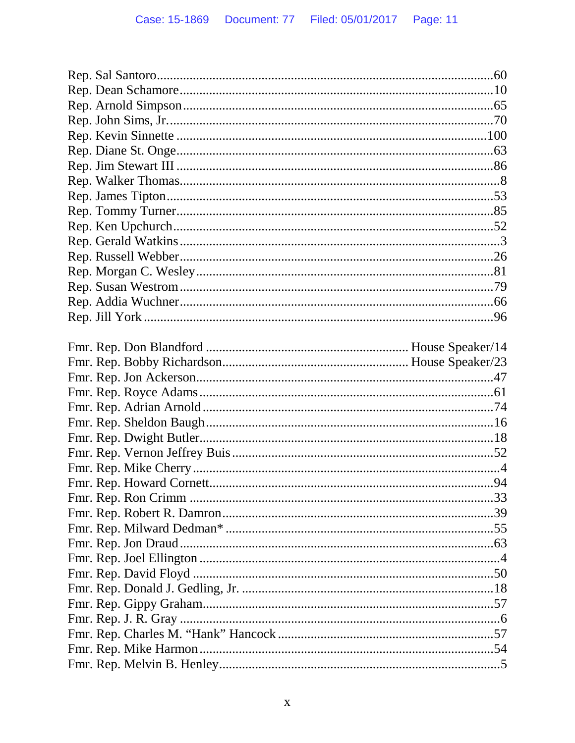Rep. Sal Santoro....................................................................................................60
Rep. Dean Schamore..............................................................................................10
Rep. Arnold Simpson..............................................................................................65
Rep. John Sims, Jr...................................................................................................70
Rep. Kevin Sinnette ...............................................................................................100
Rep. Diane St. Onge................................................................................................63
Rep. Jim Stewart III ................................................................................................86
Rep. Walker Thomas.................................................................................................8
Rep. James Tipton...................................................................................................53
Rep. Tommy Turner.................................................................................................85
Rep. Ken Upchurch.................................................................................................52
Rep. Gerald Watkins ..................................................................................................3
Rep. Russell Webber...............................................................................................26
Rep. Morgan C. Wesley...........................................................................................81
Rep. Susan Westrom ...............................................................................................79
Rep. Addia Wuchner...............................................................................................66
Rep. Jill York ..........................................................................................................96

Fmr. Rep. Don Blandford ............................................................ House Speaker/14
Fmr. Rep. Bobby Richardson....................................................... House Speaker/23
Fmr. Rep. Jon Ackerson...........................................................................................47
Fmr. Rep. Royce Adams .........................................................................................61
Fmr. Rep. Adrian Arnold .........................................................................................74
Fmr. Rep. Sheldon Baugh ........................................................................................16
Fmr. Rep. Dwight Butler..........................................................................................18
Fmr. Rep. Vernon Jeffrey Buis ................................................................................52
Fmr. Rep. Mike Cherry ...............................................................................................4
Fmr. Rep. Howard Cornett.......................................................................................94
Fmr. Rep. Ron Crimm .............................................................................................33
Fmr. Rep. Robert R. Damron...................................................................................39
Fmr. Rep. Milward Dedman* ..................................................................................55
Fmr. Rep. Jon Draud ................................................................................................63
Fmr. Rep. Joel Ellington ..............................................................................................4
Fmr. Rep. David Floyd ............................................................................................50
Fmr. Rep. Donald J. Gedling, Jr. ............................................................................18
Fmr. Rep. Gippy Graham.........................................................................................57
Fmr. Rep. J. R. Gray ...................................................................................................6
Fmr. Rep. Charles M. "Hank" Hancock ..................................................................57
Fmr. Rep. Mike Harmon ..........................................................................................54
Fmr. Rep. Melvin B. Henley......................................................................................5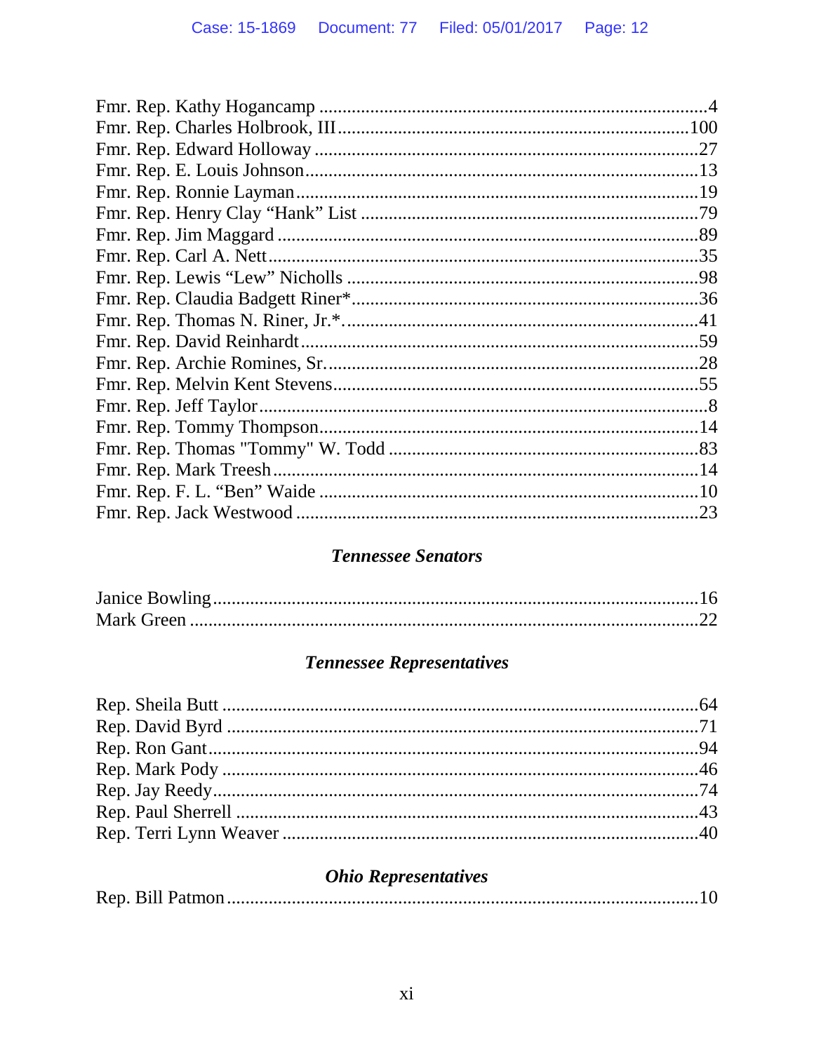Fmr. Rep. Kathy Hogancamp ....................................................................................4
Fmr. Rep. Charles Holbrook, III...........................................................................100
Fmr. Rep. Edward Holloway ..................................................................................27
Fmr. Rep. E. Louis Johnson...................................................................................13
Fmr. Rep. Ronnie Layman......................................................................................19
Fmr. Rep. Henry Clay "Hank" List ........................................................................79
Fmr. Rep. Jim Maggard ..........................................................................................89
Fmr. Rep. Carl A. Nett............................................................................................35
Fmr. Rep. Lewis "Lew" Nicholls ...........................................................................98
Fmr. Rep. Claudia Badgett Riner*..........................................................................36
Fmr. Rep. Thomas N. Riner, Jr.*............................................................................41
Fmr. Rep. David Reinhardt.....................................................................................59
Fmr. Rep. Archie Romines, Sr................................................................................28
Fmr. Rep. Melvin Kent Stevens..............................................................................55
Fmr. Rep. Jeff Taylor................................................................................................8
Fmr. Rep. Tommy Thompson.................................................................................14
Fmr. Rep. Thomas "Tommy" W. Todd ..................................................................83
Fmr. Rep. Mark Treesh............................................................................................14
Fmr. Rep. F. L. "Ben" Waide .................................................................................10
Fmr. Rep. Jack Westwood ......................................................................................23

### *Tennessee Senators*

Janice Bowling........................................................................................................16
Mark Green ............................................................................................................22

### *Tennessee Representatives*

Rep. Sheila Butt ......................................................................................................64
Rep. David Byrd .....................................................................................................71
Rep. Ron Gant.........................................................................................................94
Rep. Mark Pody ......................................................................................................46
Rep. Jay Reedy........................................................................................................74
Rep. Paul Sherrell ...................................................................................................43
Rep. Terri Lynn Weaver .........................................................................................40

### *Ohio Representatives*

Rep. Bill Patmon.....................................................................................................10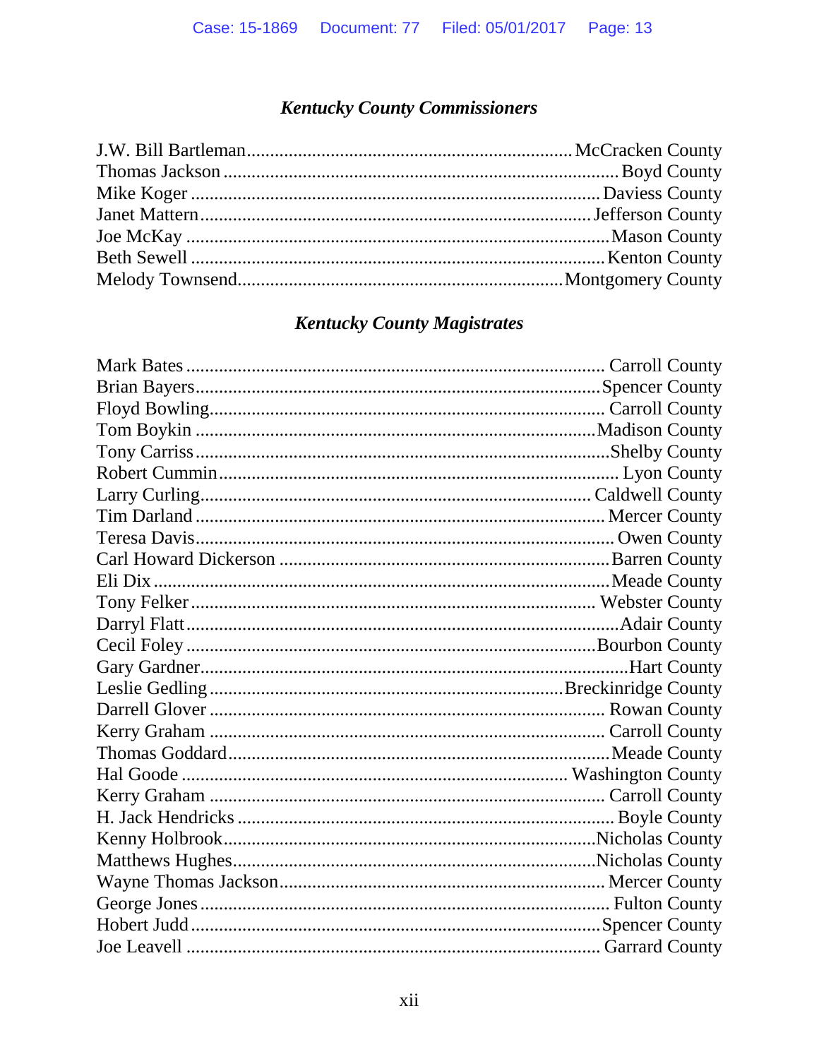### *Kentucky County Commissioners*

J.W. Bill Bartleman........................................................................McCracken County
Thomas Jackson .......................................................................................Boyd County
Mike Koger ...........................................................................................Daviess County
Janet Mattern......................................................................................Jefferson County
Joe McKay ............................................................................................Mason County
Beth Sewell ...........................................................................................Kenton County
Melody Townsend.............................................................................Montgomery County

### *Kentucky County Magistrates*

Mark Bates ........................................................................................... Carroll County
Brian Bayers.........................................................................................Spencer County
Floyd Bowling....................................................................................... Carroll County
Tom Boykin ........................................................................................Madison County
Tony Carriss..........................................................................................Shelby County
Robert Cummin ........................................................................................ Lyon County
Larry Curling..................................................................................... Caldwell County
Tim Darland .......................................................................................... Mercer County
Teresa Davis............................................................................................ Owen County
Carl Howard Dickerson .......................................................................Barren County
Eli Dix ...................................................................................................Meade County
Tony Felker .......................................................................................... Webster County
Darryl Flatt.............................................................................................Adair County
Cecil Foley .........................................................................................Bourbon County
Gary Gardner............................................................................................Hart County
Leslie Gedling .................................................................................Breckinridge County
Darrell Glover ........................................................................................ Rowan County
Kerry Graham ....................................................................................... Carroll County
Thomas Goddard....................................................................................Meade County
Hal Goode ...................................................................................... Washington County
Kerry Graham ....................................................................................... Carroll County
H. Jack Hendricks .................................................................................. Boyle County
Kenny Holbrook...................................................................................Nicholas County
Matthews Hughes.................................................................................Nicholas County
Wayne Thomas Jackson...................................................................... Mercer County
George Jones .......................................................................................... Fulton County
Hobert Judd ..........................................................................................Spencer County
Joe Leavell .......................................................................................... Garrard County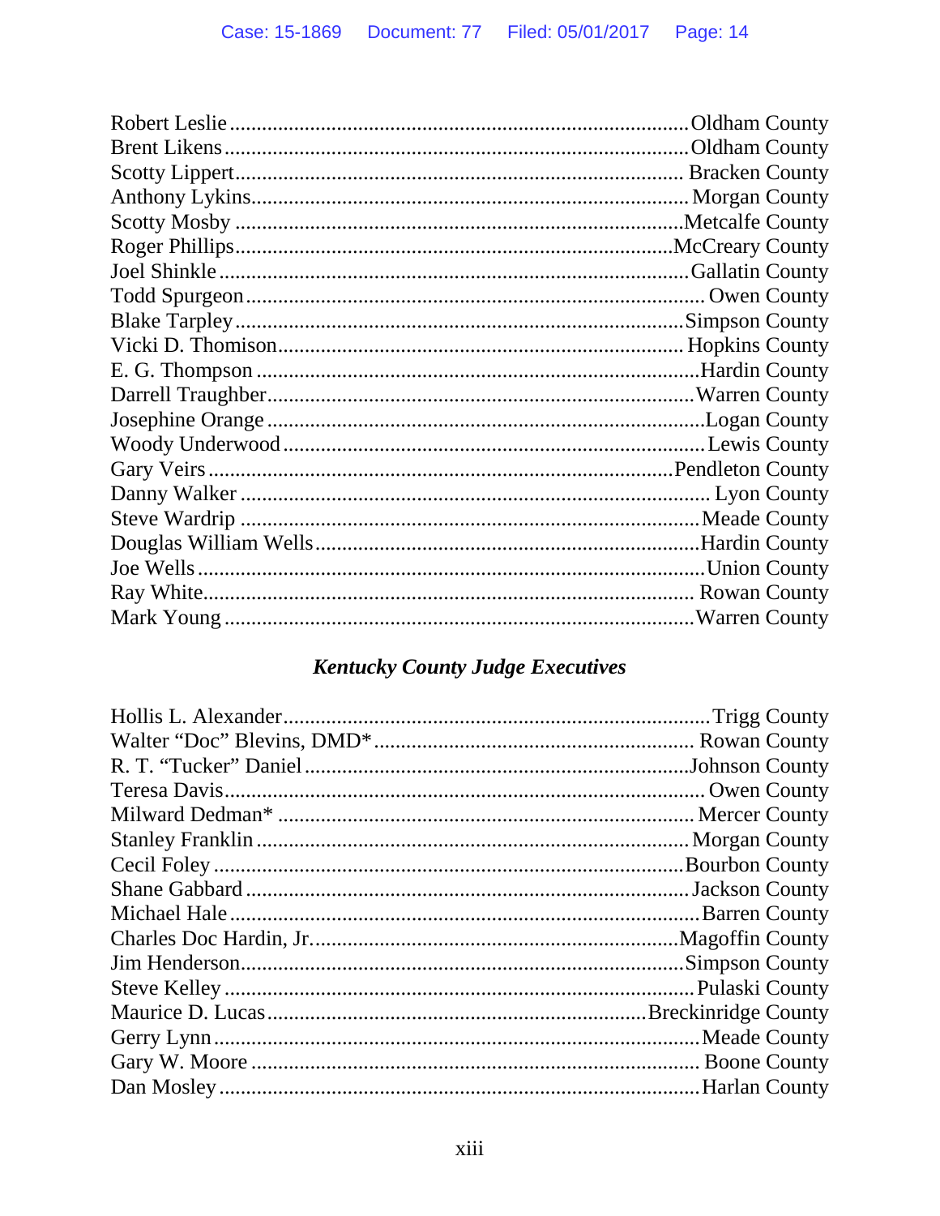Robert Leslie ........................................................................................ Oldham County
Brent Likens ......................................................................................... Oldham County
Scotty Lippert ...................................................................................... Bracken County
Anthony Lykins ..................................................................................... Morgan County
Scotty Mosby ........................................................................................ Metcalfe County
Roger Phillips ....................................................................................... McCreary County
Joel Shinkle .......................................................................................... Gallatin County
Todd Spurgeon ...................................................................................... Owen County
Blake Tarpley ....................................................................................... Simpson County
Vicki D. Thomison ............................................................................... Hopkins County
E. G. Thompson .................................................................................... Hardin County
Darrell Traughber ................................................................................. Warren County
Josephine Orange .................................................................................. Logan County
Woody Underwood ................................................................................ Lewis County
Gary Veirs ............................................................................................ Pendleton County
Danny Walker ....................................................................................... Lyon County
Steve Wardrip ....................................................................................... Meade County
Douglas William Wells .......................................................................... Hardin County
Joe Wells .............................................................................................. Union County
Ray White ............................................................................................. Rowan County
Mark Young .......................................................................................... Warren County

### *Kentucky County Judge Executives*

Hollis L. Alexander ................................................................................ Trigg County
Walter "Doc" Blevins, DMD* ............................................................... Rowan County
R. T. "Tucker" Daniel ........................................................................... Johnson County
Teresa Davis .......................................................................................... Owen County
Milward Dedman* ................................................................................. Mercer County
Stanley Franklin ..................................................................................... Morgan County
Cecil Foley ............................................................................................ Bourbon County
Shane Gabbard ...................................................................................... Jackson County
Michael Hale ......................................................................................... Barren County
Charles Doc Hardin, Jr. ......................................................................... Magoffin County
Jim Henderson ....................................................................................... Simpson County
Steve Kelley .......................................................................................... Pulaski County
Maurice D. Lucas ................................................................................... Breckinridge County
Gerry Lynn ............................................................................................ Meade County
Gary W. Moore ...................................................................................... Boone County
Dan Mosley ........................................................................................... Harlan County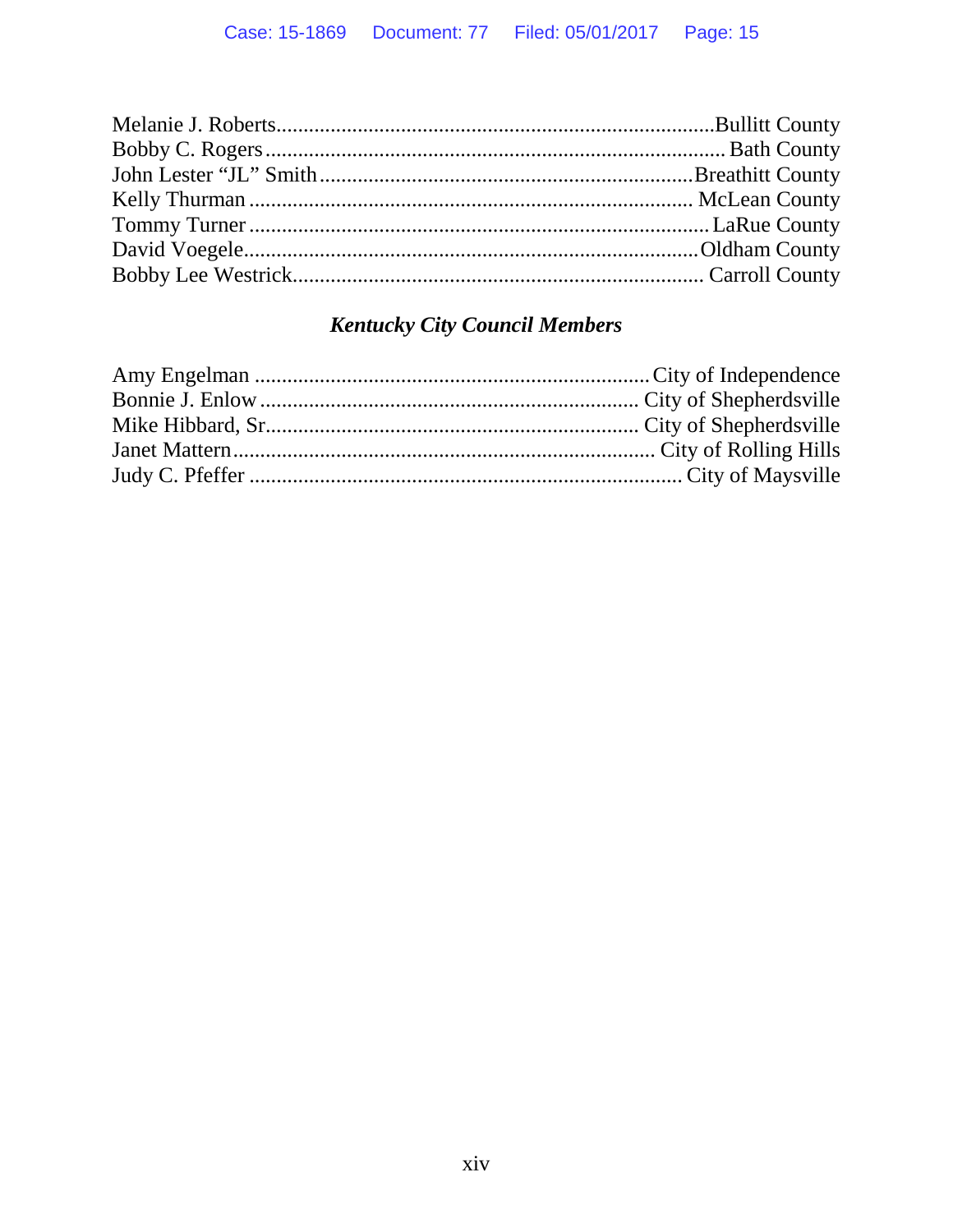Melanie J. Roberts.................................................................................Bullitt County
Bobby C. Rogers.................................................................................... Bath County
John Lester "JL" Smith.....................................................................Breathitt County
Kelly Thurman .................................................................................. McLean County
Tommy Turner......................................................................................LaRue County
David Voegele...................................................................................Oldham County
Bobby Lee Westrick........................................................................... Carroll County

### *Kentucky City Council Members*

Amy Engelman ........................................................................City of Independence
Bonnie J. Enlow..................................................................... City of Shepherdsville
Mike Hibbard, Sr.................................................................... City of Shepherdsville
Janet Mattern............................................................................. City of Rolling Hills
Judy C. Pfeffer ............................................................................... City of Maysville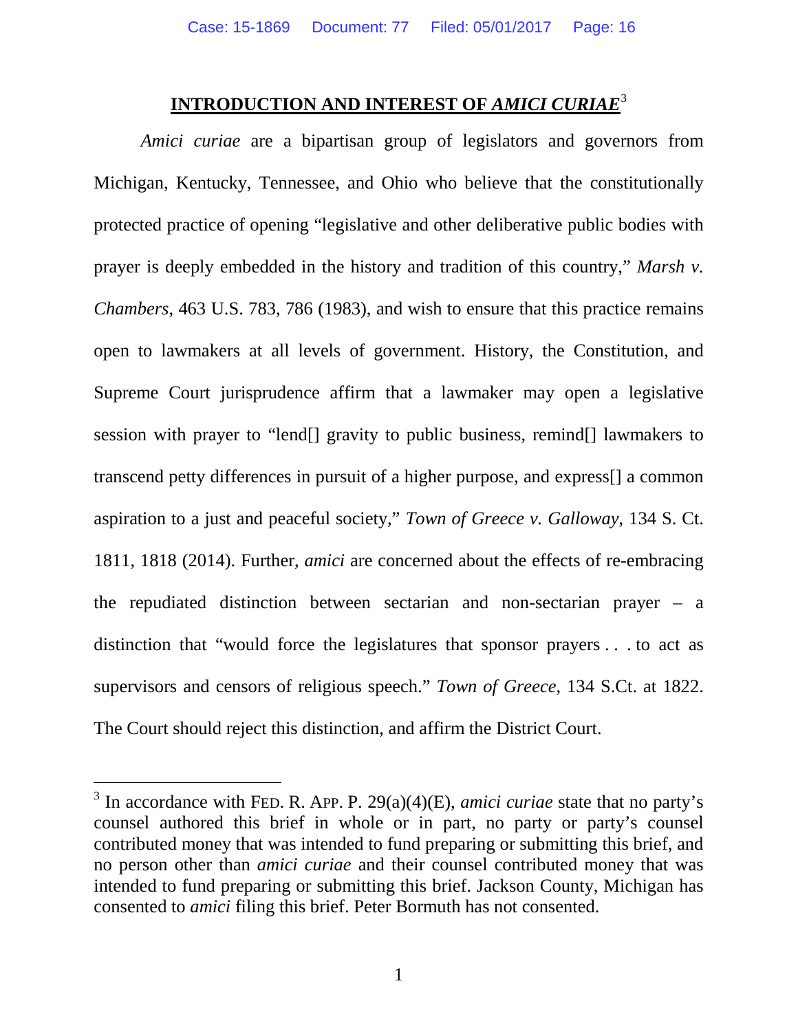## INTRODUCTION AND INTEREST OF *AMICI CURIAE*[3]

*Amici curiae* are a bipartisan group of legislators and governors from Michigan, Kentucky, Tennessee, and Ohio who believe that the constitutionally protected practice of opening "legislative and other deliberative public bodies with prayer is deeply embedded in the history and tradition of this country," *Marsh v. Chambers*, 463 U.S. 783, 786 (1983), and wish to ensure that this practice remains open to lawmakers at all levels of government. History, the Constitution, and Supreme Court jurisprudence affirm that a lawmaker may open a legislative session with prayer to "lend[] gravity to public business, remind[] lawmakers to transcend petty differences in pursuit of a higher purpose, and express[] a common aspiration to a just and peaceful society," *Town of Greece v. Galloway*, 134 S. Ct. 1811, 1818 (2014). Further, *amici* are concerned about the effects of re-embracing the repudiated distinction between sectarian and non-sectarian prayer – a distinction that "would force the legislatures that sponsor prayers . . . to act as supervisors and censors of religious speech." *Town of Greece*, 134 S.Ct. at 1822. The Court should reject this distinction, and affirm the District Court.

---

[3] In accordance with FED. R. APP. P. 29(a)(4)(E), *amici curiae* state that no party's counsel authored this brief in whole or in part, no party or party's counsel contributed money that was intended to fund preparing or submitting this brief, and no person other than *amici curiae* and their counsel contributed money that was intended to fund preparing or submitting this brief. Jackson County, Michigan has consented to *amici* filing this brief. Peter Bormuth has not consented.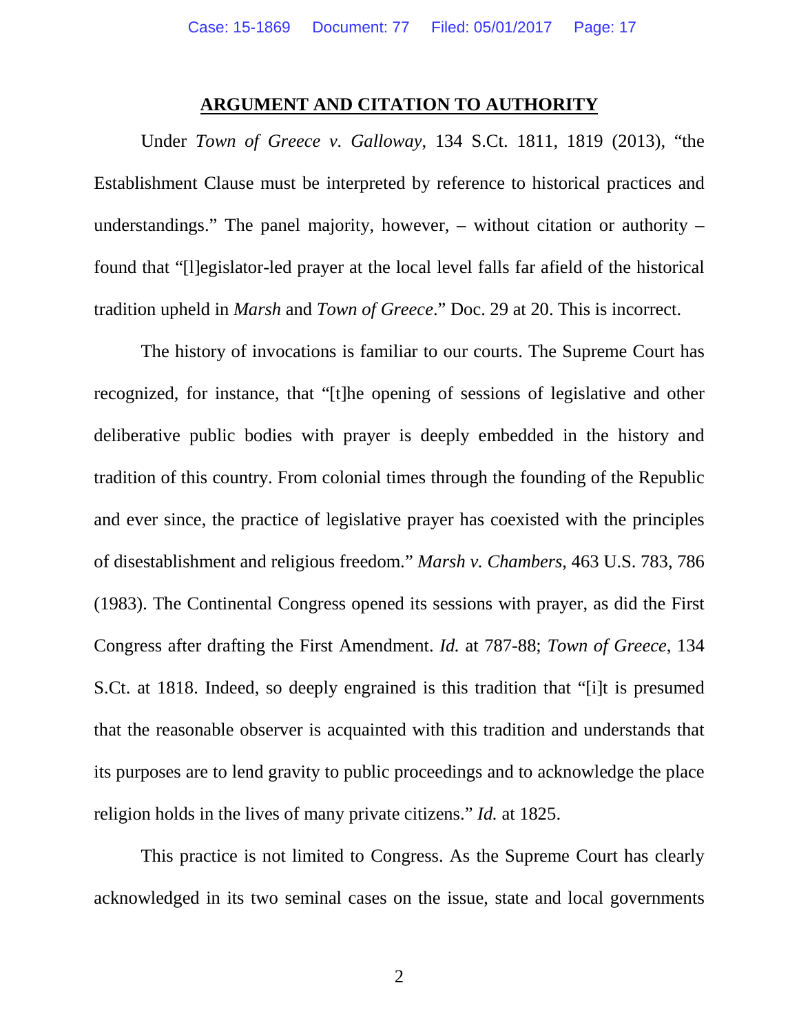## ARGUMENT AND CITATION TO AUTHORITY

Under *Town of Greece v. Galloway*, 134 S.Ct. 1811, 1819 (2013), "the Establishment Clause must be interpreted by reference to historical practices and understandings." The panel majority, however, – without citation or authority – found that "[l]egislator-led prayer at the local level falls far afield of the historical tradition upheld in *Marsh* and *Town of Greece*." Doc. 29 at 20. This is incorrect.

The history of invocations is familiar to our courts. The Supreme Court has recognized, for instance, that "[t]he opening of sessions of legislative and other deliberative public bodies with prayer is deeply embedded in the history and tradition of this country. From colonial times through the founding of the Republic and ever since, the practice of legislative prayer has coexisted with the principles of disestablishment and religious freedom." *Marsh v. Chambers*, 463 U.S. 783, 786 (1983). The Continental Congress opened its sessions with prayer, as did the First Congress after drafting the First Amendment. *Id.* at 787-88; *Town of Greece*, 134 S.Ct. at 1818. Indeed, so deeply engrained is this tradition that "[i]t is presumed that the reasonable observer is acquainted with this tradition and understands that its purposes are to lend gravity to public proceedings and to acknowledge the place religion holds in the lives of many private citizens." *Id.* at 1825.

This practice is not limited to Congress. As the Supreme Court has clearly acknowledged in its two seminal cases on the issue, state and local governments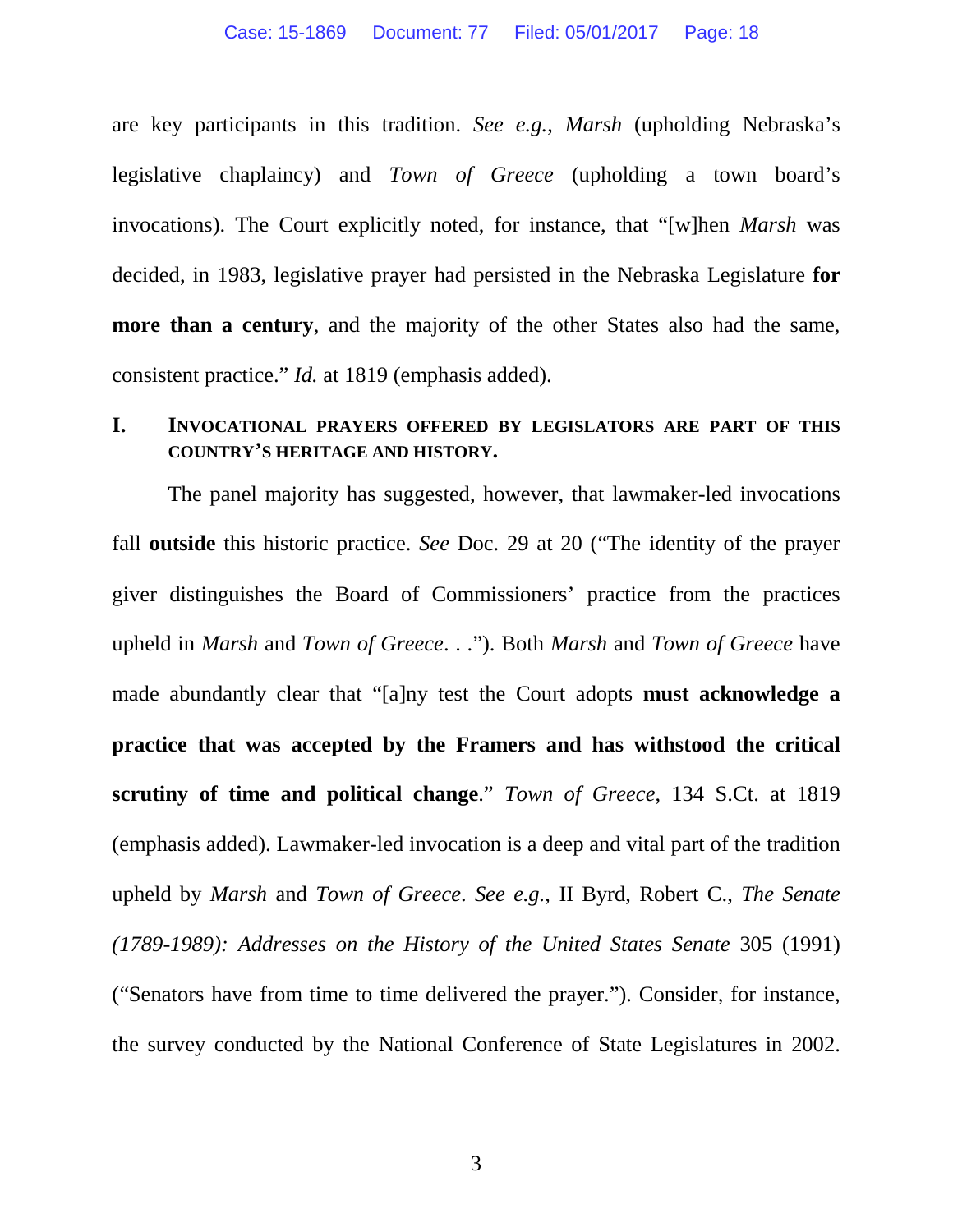are key participants in this tradition. *See e.g.*, *Marsh* (upholding Nebraska's legislative chaplaincy) and *Town of Greece* (upholding a town board's invocations). The Court explicitly noted, for instance, that "[w]hen *Marsh* was decided, in 1983, legislative prayer had persisted in the Nebraska Legislature **for more than a century**, and the majority of the other States also had the same, consistent practice." *Id.* at 1819 (emphasis added).

## I. INVOCATIONAL PRAYERS OFFERED BY LEGISLATORS ARE PART OF THIS COUNTRY'S HERITAGE AND HISTORY.

The panel majority has suggested, however, that lawmaker-led invocations fall **outside** this historic practice. *See* Doc. 29 at 20 ("The identity of the prayer giver distinguishes the Board of Commissioners' practice from the practices upheld in *Marsh* and *Town of Greece*. . ."). Both *Marsh* and *Town of Greece* have made abundantly clear that "[a]ny test the Court adopts **must acknowledge a practice that was accepted by the Framers and has withstood the critical scrutiny of time and political change**." *Town of Greece*, 134 S.Ct. at 1819 (emphasis added). Lawmaker-led invocation is a deep and vital part of the tradition upheld by *Marsh* and *Town of Greece*. *See e.g.*, II Byrd, Robert C., *The Senate (1789-1989): Addresses on the History of the United States Senate* 305 (1991) ("Senators have from time to time delivered the prayer."). Consider, for instance, the survey conducted by the National Conference of State Legislatures in 2002.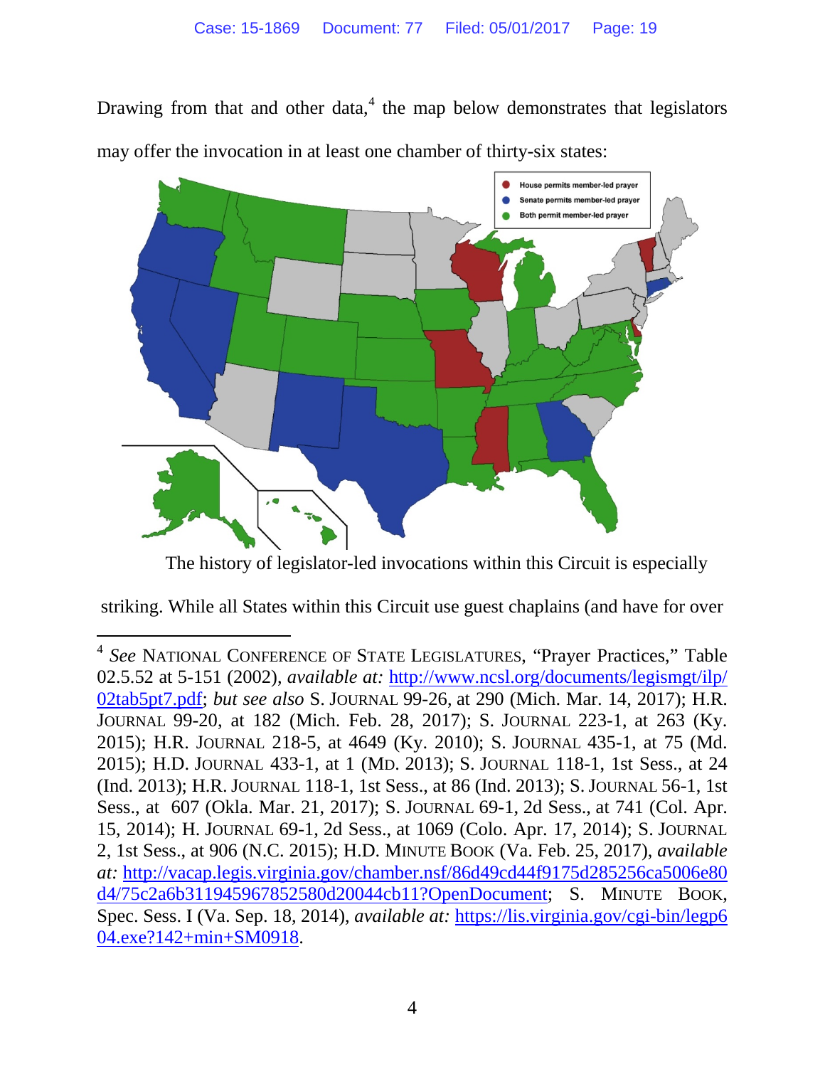Drawing from that and other data,[4] the map below demonstrates that legislators may offer the invocation in at least one chamber of thirty-six states:

House permits member-led prayer

Senate permits member-led prayer

Both permit member-led prayer

The history of legislator-led invocations within this Circuit is especially striking. While all States within this Circuit use guest chaplains (and have for over

[4] *See* NATIONAL CONFERENCE OF STATE LEGISLATURES, "Prayer Practices," Table 02.5.52 at 5-151 (2002), *available at:* http://www.ncsl.org/documents/legismgt/ilp/02tab5pt7.pdf; *but see also* S. JOURNAL 99-26, at 290 (Mich. Mar. 14, 2017); H.R. JOURNAL 99-20, at 182 (Mich. Feb. 28, 2017); S. JOURNAL 223-1, at 263 (Ky. 2015); H.R. JOURNAL 218-5, at 4649 (Ky. 2010); S. JOURNAL 435-1, at 75 (Md. 2015); H.D. JOURNAL 433-1, at 1 (MD. 2013); S. JOURNAL 118-1, 1st Sess., at 24 (Ind. 2013); H.R. JOURNAL 118-1, 1st Sess., at 86 (Ind. 2013); S. JOURNAL 56-1, 1st Sess., at 607 (Okla. Mar. 21, 2017); S. JOURNAL 69-1, 2d Sess., at 741 (Col. Apr. 15, 2014); H. JOURNAL 69-1, 2d Sess., at 1069 (Colo. Apr. 17, 2014); S. JOURNAL 2, 1st Sess., at 906 (N.C. 2015); H.D. MINUTE BOOK (Va. Feb. 25, 2017), *available at:* http://vacap.legis.virginia.gov/chamber.nsf/86d49cd44f9175d285256ca5006e80d4/75c2a6b311945967852580d20044cb11?OpenDocument; S. MINUTE BOOK, Spec. Sess. I (Va. Sep. 18, 2014), *available at:* https://lis.virginia.gov/cgi-bin/legp604.exe?142+min+SM0918.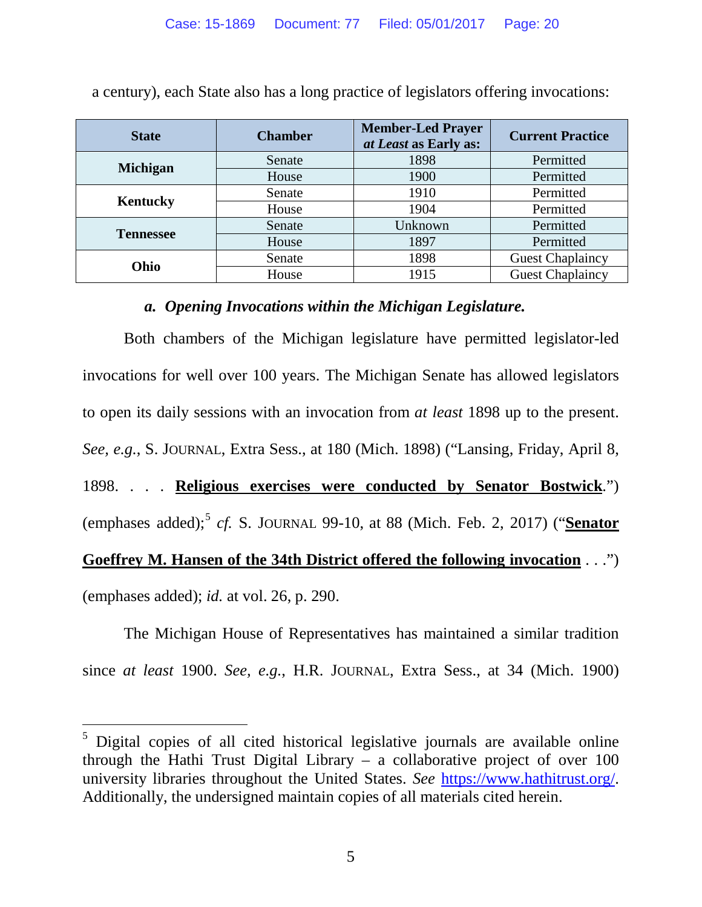a century), each State also has a long practice of legislators offering invocations:

| State | Chamber | Member-Led Prayer *at Least* as Early as: | Current Practice |
|---|---|---|---|
| **Michigan** | Senate | 1898 | Permitted |
| | House | 1900 | Permitted |
| **Kentucky** | Senate | 1910 | Permitted |
| | House | 1904 | Permitted |
| **Tennessee** | Senate | Unknown | Permitted |
| | House | 1897 | Permitted |
| **Ohio** | Senate | 1898 | Guest Chaplaincy |
| | House | 1915 | Guest Chaplaincy |

***a. Opening Invocations within the Michigan Legislature.***

Both chambers of the Michigan legislature have permitted legislator-led invocations for well over 100 years. The Michigan Senate has allowed legislators to open its daily sessions with an invocation from *at least* 1898 up to the present. *See, e.g.*, S. JOURNAL, Extra Sess., at 180 (Mich. 1898) ("Lansing, Friday, April 8, 1898. . . . **Religious exercises were conducted by Senator Bostwick**.") (emphases added);[5] *cf.* S. JOURNAL 99-10, at 88 (Mich. Feb. 2, 2017) ("**Senator Goeffrey M. Hansen of the 34th District offered the following invocation** . . .") (emphases added); *id.* at vol. 26, p. 290.

The Michigan House of Representatives has maintained a similar tradition since *at least* 1900. *See, e.g.*, H.R. JOURNAL, Extra Sess., at 34 (Mich. 1900)

---

[5] Digital copies of all cited historical legislative journals are available online through the Hathi Trust Digital Library – a collaborative project of over 100 university libraries throughout the United States. *See* https://www.hathitrust.org/. Additionally, the undersigned maintain copies of all materials cited herein.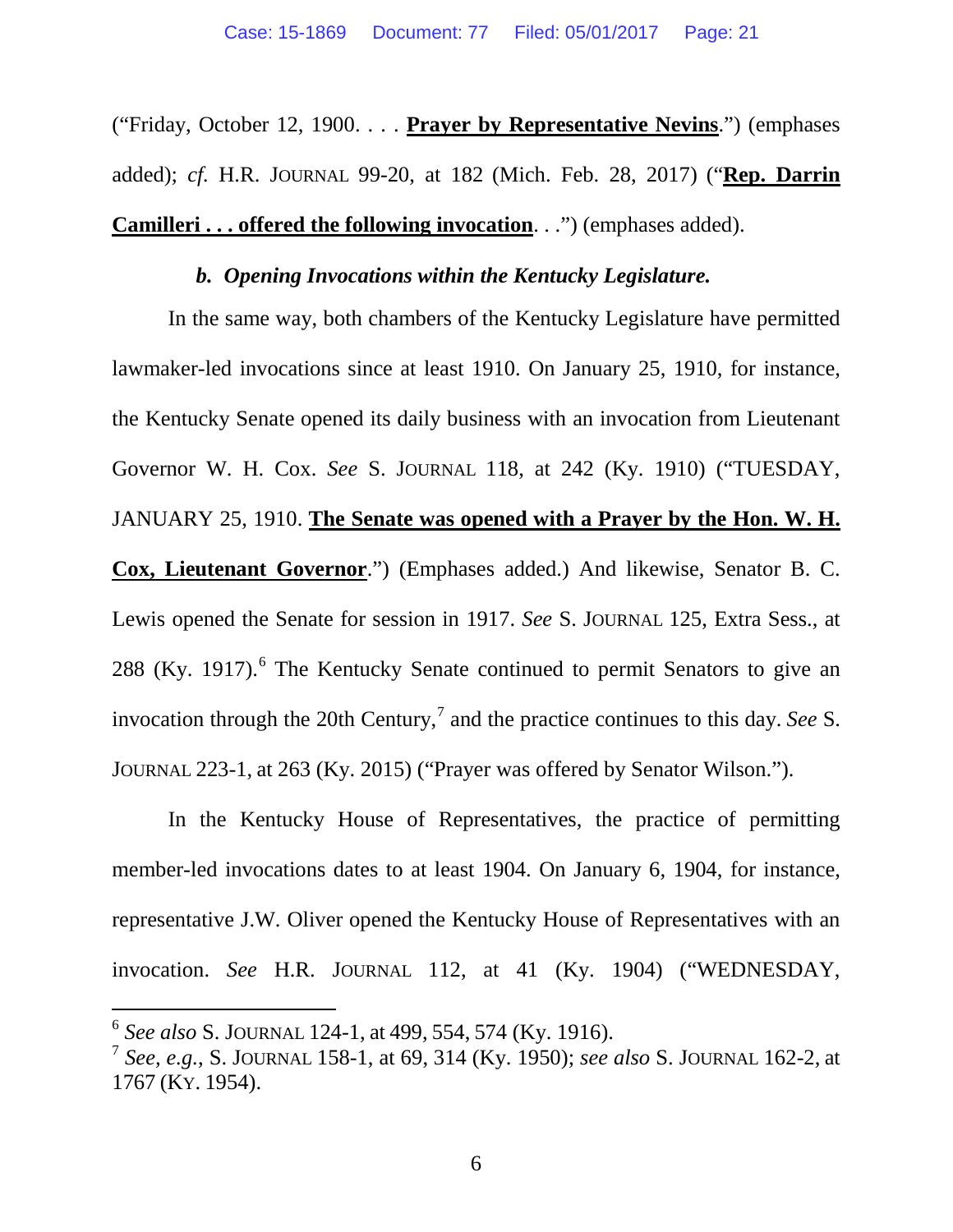("Friday, October 12, 1900. . . . **<u>Prayer by Representative Nevins</u>**.") (emphases added); *cf.* H.R. JOURNAL 99-20, at 182 (Mich. Feb. 28, 2017) ("**<u>Rep. Darrin Camilleri . . . offered the following invocation</u>**. . .") (emphases added).

### *b. Opening Invocations within the Kentucky Legislature.*

In the same way, both chambers of the Kentucky Legislature have permitted lawmaker-led invocations since at least 1910. On January 25, 1910, for instance, the Kentucky Senate opened its daily business with an invocation from Lieutenant Governor W. H. Cox. *See* S. JOURNAL 118, at 242 (Ky. 1910) ("TUESDAY, JANUARY 25, 1910. **<u>The Senate was opened with a Prayer by the Hon. W. H. Cox, Lieutenant Governor</u>**.") (Emphases added.) And likewise, Senator B. C. Lewis opened the Senate for session in 1917. *See* S. JOURNAL 125, Extra Sess., at 288 (Ky. 1917).[6] The Kentucky Senate continued to permit Senators to give an invocation through the 20th Century,[7] and the practice continues to this day. *See* S. JOURNAL 223-1, at 263 (Ky. 2015) ("Prayer was offered by Senator Wilson.").

In the Kentucky House of Representatives, the practice of permitting member-led invocations dates to at least 1904. On January 6, 1904, for instance, representative J.W. Oliver opened the Kentucky House of Representatives with an invocation. *See* H.R. JOURNAL 112, at 41 (Ky. 1904) ("WEDNESDAY,

---

[6] *See also* S. JOURNAL 124-1, at 499, 554, 574 (Ky. 1916).

[7] *See, e.g.*, S. JOURNAL 158-1, at 69, 314 (Ky. 1950); *see also* S. JOURNAL 162-2, at 1767 (KY. 1954).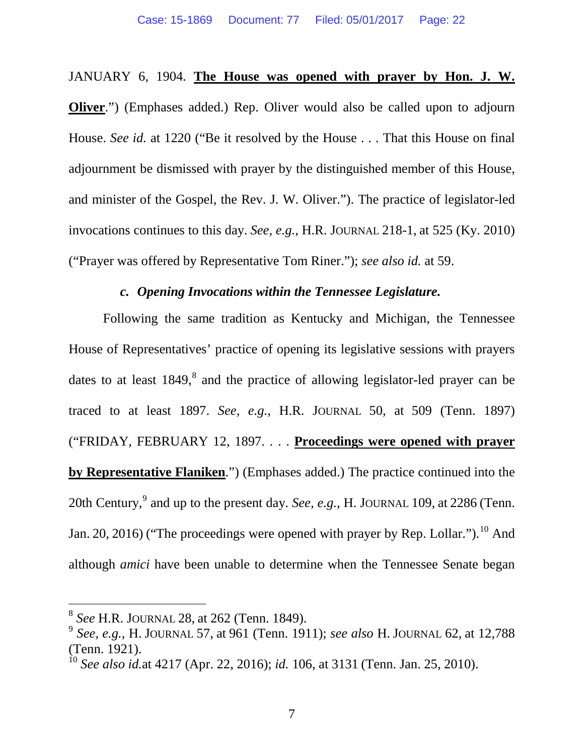JANUARY 6, 1904. **<u>The House was opened with prayer by Hon. J. W. Oliver</u>**.") (Emphases added.) Rep. Oliver would also be called upon to adjourn House. *See id.* at 1220 ("Be it resolved by the House . . . That this House on final adjournment be dismissed with prayer by the distinguished member of this House, and minister of the Gospel, the Rev. J. W. Oliver."). The practice of legislator-led invocations continues to this day. *See, e.g.*, H.R. JOURNAL 218-1, at 525 (Ky. 2010) ("Prayer was offered by Representative Tom Riner."); *see also id.* at 59.

### *c. Opening Invocations within the Tennessee Legislature.*

Following the same tradition as Kentucky and Michigan, the Tennessee House of Representatives' practice of opening its legislative sessions with prayers dates to at least 1849,[8] and the practice of allowing legislator-led prayer can be traced to at least 1897. *See, e.g.*, H.R. JOURNAL 50, at 509 (Tenn. 1897) ("FRIDAY, FEBRUARY 12, 1897. . . . **<u>Proceedings were opened with prayer by Representative Flaniken</u>**.") (Emphases added.) The practice continued into the 20th Century,[9] and up to the present day. *See, e.g.*, H. JOURNAL 109, at 2286 (Tenn. Jan. 20, 2016) ("The proceedings were opened with prayer by Rep. Lollar.").[10] And although *amici* have been unable to determine when the Tennessee Senate began

---

[8] *See* H.R. JOURNAL 28, at 262 (Tenn. 1849).

[9] *See, e.g.*, H. JOURNAL 57, at 961 (Tenn. 1911); *see also* H. JOURNAL 62, at 12,788 (Tenn. 1921).

[10] *See also id.*at 4217 (Apr. 22, 2016); *id.* 106, at 3131 (Tenn. Jan. 25, 2010).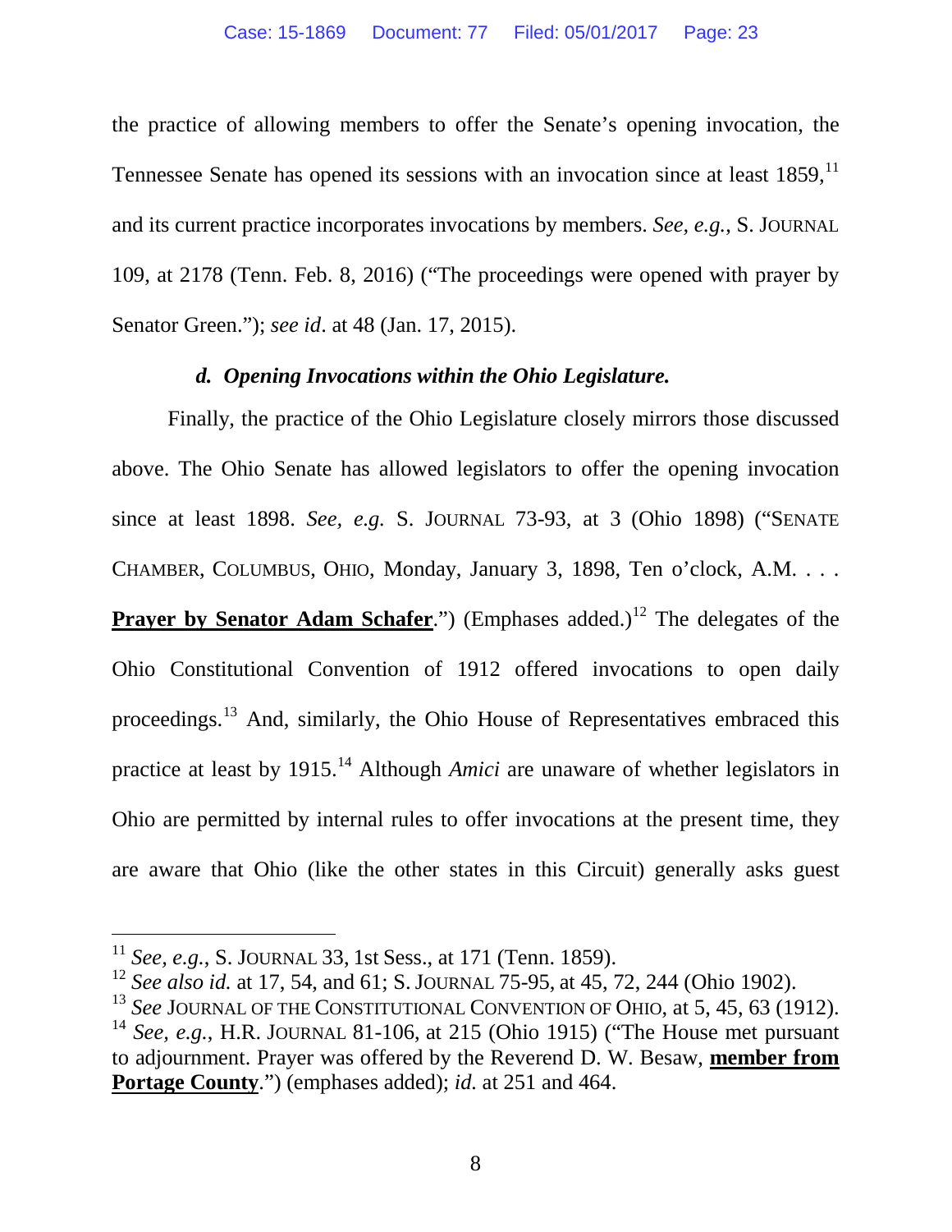the practice of allowing members to offer the Senate's opening invocation, the Tennessee Senate has opened its sessions with an invocation since at least 1859,[11] and its current practice incorporates invocations by members. *See, e.g.*, S. JOURNAL 109, at 2178 (Tenn. Feb. 8, 2016) ("The proceedings were opened with prayer by Senator Green."); *see id*. at 48 (Jan. 17, 2015).

### *d. Opening Invocations within the Ohio Legislature.*

Finally, the practice of the Ohio Legislature closely mirrors those discussed above. The Ohio Senate has allowed legislators to offer the opening invocation since at least 1898. *See, e.g.* S. JOURNAL 73-93, at 3 (Ohio 1898) ("SENATE CHAMBER, COLUMBUS, OHIO, Monday, January 3, 1898, Ten o'clock, A.M. . . . **Prayer by Senator Adam Schafer**.") (Emphases added.)[12] The delegates of the Ohio Constitutional Convention of 1912 offered invocations to open daily proceedings.[13] And, similarly, the Ohio House of Representatives embraced this practice at least by 1915.[14] Although *Amici* are unaware of whether legislators in Ohio are permitted by internal rules to offer invocations at the present time, they are aware that Ohio (like the other states in this Circuit) generally asks guest

---

[11] *See, e.g.*, S. JOURNAL 33, 1st Sess., at 171 (Tenn. 1859).

[12] *See also id.* at 17, 54, and 61; S. JOURNAL 75-95, at 45, 72, 244 (Ohio 1902).

[13] *See* JOURNAL OF THE CONSTITUTIONAL CONVENTION OF OHIO, at 5, 45, 63 (1912).

[14] *See, e.g.*, H.R. JOURNAL 81-106, at 215 (Ohio 1915) ("The House met pursuant to adjournment. Prayer was offered by the Reverend D. W. Besaw, **member from Portage County**.") (emphases added); *id.* at 251 and 464.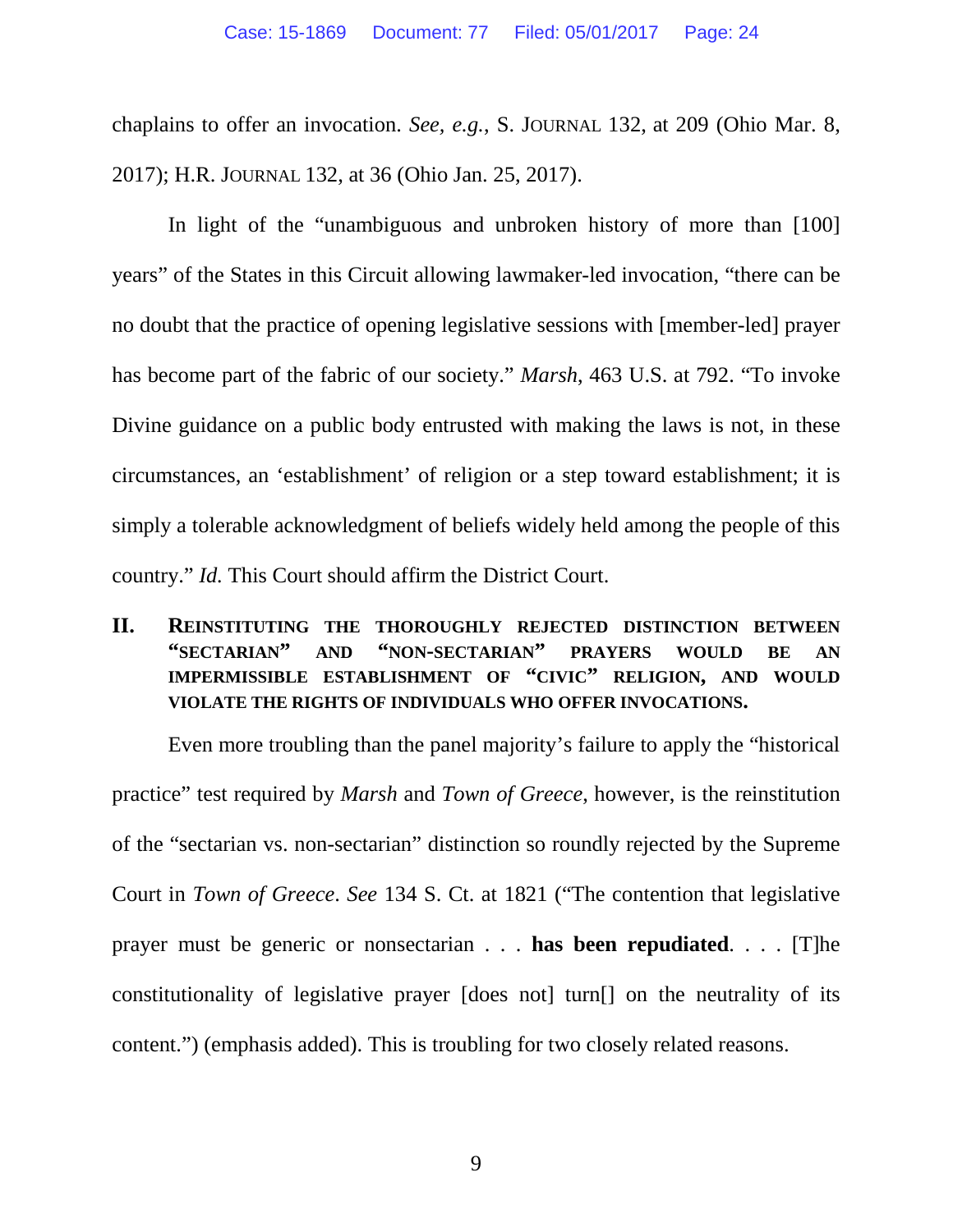chaplains to offer an invocation. *See, e.g.*, S. JOURNAL 132, at 209 (Ohio Mar. 8, 2017); H.R. JOURNAL 132, at 36 (Ohio Jan. 25, 2017).

In light of the "unambiguous and unbroken history of more than [100] years" of the States in this Circuit allowing lawmaker-led invocation, "there can be no doubt that the practice of opening legislative sessions with [member-led] prayer has become part of the fabric of our society." *Marsh*, 463 U.S. at 792. "To invoke Divine guidance on a public body entrusted with making the laws is not, in these circumstances, an 'establishment' of religion or a step toward establishment; it is simply a tolerable acknowledgment of beliefs widely held among the people of this country." *Id.* This Court should affirm the District Court.

## II. REINSTITUTING THE THOROUGHLY REJECTED DISTINCTION BETWEEN "SECTARIAN" AND "NON-SECTARIAN" PRAYERS WOULD BE AN IMPERMISSIBLE ESTABLISHMENT OF "CIVIC" RELIGION, AND WOULD VIOLATE THE RIGHTS OF INDIVIDUALS WHO OFFER INVOCATIONS.

Even more troubling than the panel majority's failure to apply the "historical practice" test required by *Marsh* and *Town of Greece*, however, is the reinstitution of the "sectarian vs. non-sectarian" distinction so roundly rejected by the Supreme Court in *Town of Greece*. *See* 134 S. Ct. at 1821 ("The contention that legislative prayer must be generic or nonsectarian . . . **has been repudiated**. . . . [T]he constitutionality of legislative prayer [does not] turn[] on the neutrality of its content.") (emphasis added). This is troubling for two closely related reasons.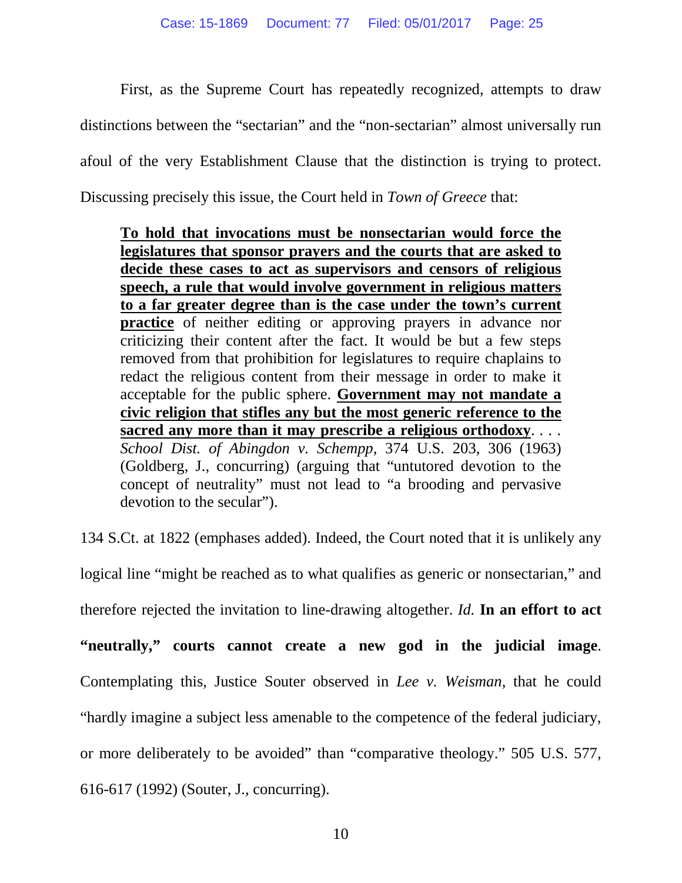First, as the Supreme Court has repeatedly recognized, attempts to draw distinctions between the "sectarian" and the "non-sectarian" almost universally run afoul of the very Establishment Clause that the distinction is trying to protect. Discussing precisely this issue, the Court held in *Town of Greece* that:

> <u>**To hold that invocations must be nonsectarian would force the legislatures that sponsor prayers and the courts that are asked to decide these cases to act as supervisors and censors of religious speech, a rule that would involve government in religious matters to a far greater degree than is the case under the town's current practice**</u> of neither editing or approving prayers in advance nor criticizing their content after the fact. It would be but a few steps removed from that prohibition for legislatures to require chaplains to redact the religious content from their message in order to make it acceptable for the public sphere. <u>**Government may not mandate a civic religion that stifles any but the most generic reference to the sacred any more than it may prescribe a religious orthodoxy**</u>. . . . *School Dist. of Abingdon v. Schempp*, 374 U.S. 203, 306 (1963) (Goldberg, J., concurring) (arguing that "untutored devotion to the concept of neutrality" must not lead to "a brooding and pervasive devotion to the secular").

134 S.Ct. at 1822 (emphases added). Indeed, the Court noted that it is unlikely any logical line "might be reached as to what qualifies as generic or nonsectarian," and therefore rejected the invitation to line-drawing altogether. *Id.* **In an effort to act "neutrally," courts cannot create a new god in the judicial image**. Contemplating this, Justice Souter observed in *Lee v. Weisman*, that he could "hardly imagine a subject less amenable to the competence of the federal judiciary, or more deliberately to be avoided" than "comparative theology." 505 U.S. 577, 616-617 (1992) (Souter, J., concurring).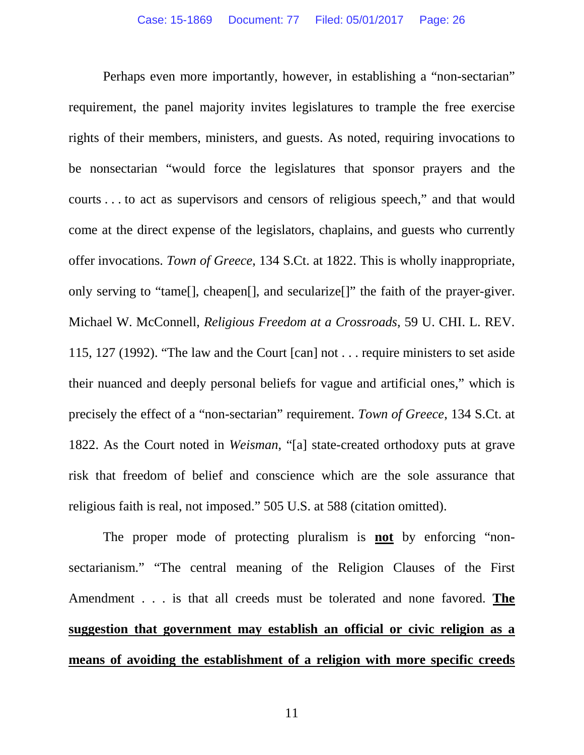Perhaps even more importantly, however, in establishing a "non-sectarian" requirement, the panel majority invites legislatures to trample the free exercise rights of their members, ministers, and guests. As noted, requiring invocations to be nonsectarian "would force the legislatures that sponsor prayers and the courts . . . to act as supervisors and censors of religious speech," and that would come at the direct expense of the legislators, chaplains, and guests who currently offer invocations. *Town of Greece*, 134 S.Ct. at 1822. This is wholly inappropriate, only serving to "tame[], cheapen[], and secularize[]" the faith of the prayer-giver. Michael W. McConnell, *Religious Freedom at a Crossroads*, 59 U. CHI. L. REV. 115, 127 (1992). "The law and the Court [can] not . . . require ministers to set aside their nuanced and deeply personal beliefs for vague and artificial ones," which is precisely the effect of a "non-sectarian" requirement. *Town of Greece*, 134 S.Ct. at 1822. As the Court noted in *Weisman*, "[a] state-created orthodoxy puts at grave risk that freedom of belief and conscience which are the sole assurance that religious faith is real, not imposed." 505 U.S. at 588 (citation omitted).

The proper mode of protecting pluralism is <u>**not**</u> by enforcing "non-sectarianism." "The central meaning of the Religion Clauses of the First Amendment . . . is that all creeds must be tolerated and none favored. <u>**The suggestion that government may establish an official or civic religion as a means of avoiding the establishment of a religion with more specific creeds**</u>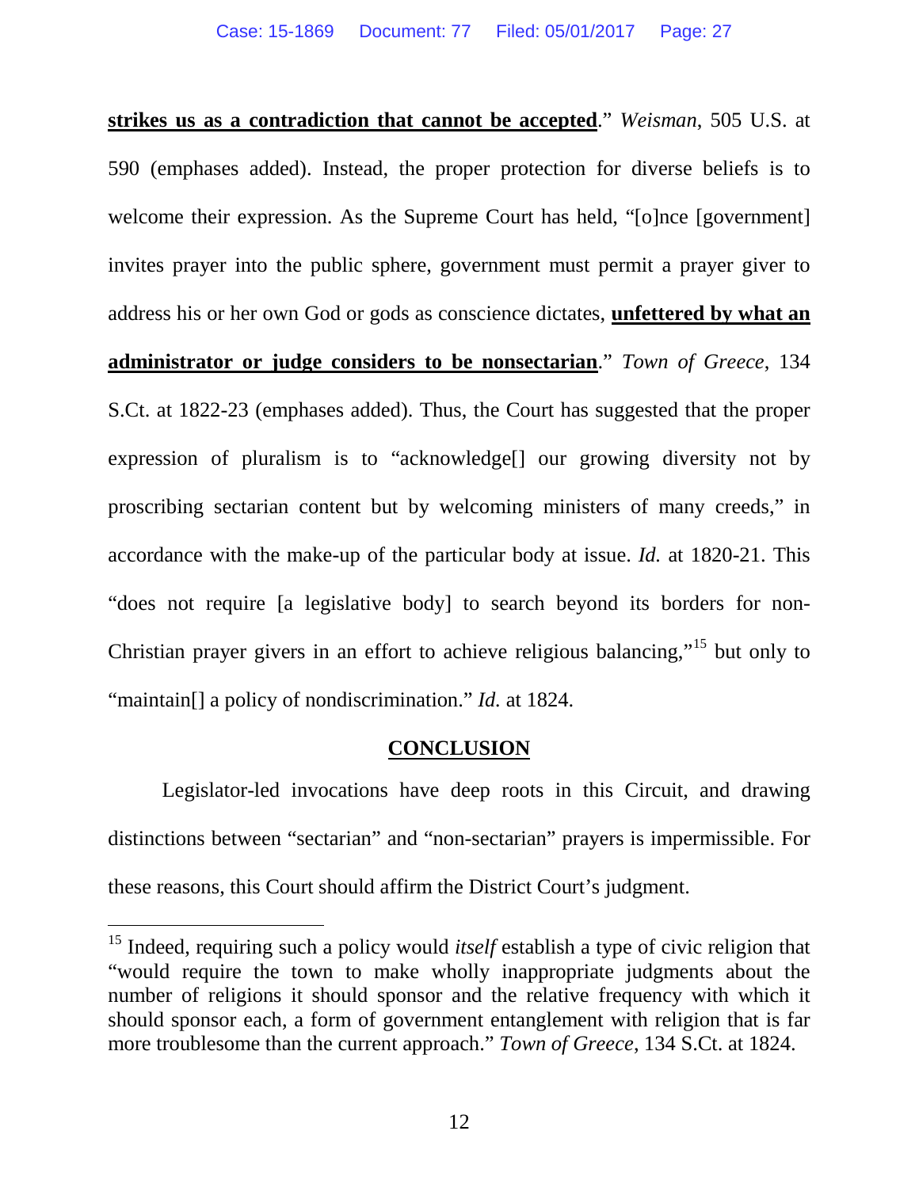**strikes us as a contradiction that cannot be accepted**." *Weisman*, 505 U.S. at 590 (emphases added). Instead, the proper protection for diverse beliefs is to welcome their expression. As the Supreme Court has held, "[o]nce [government] invites prayer into the public sphere, government must permit a prayer giver to address his or her own God or gods as conscience dictates, **unfettered by what an administrator or judge considers to be nonsectarian**." *Town of Greece*, 134 S.Ct. at 1822-23 (emphases added). Thus, the Court has suggested that the proper expression of pluralism is to "acknowledge[] our growing diversity not by proscribing sectarian content but by welcoming ministers of many creeds," in accordance with the make-up of the particular body at issue. *Id.* at 1820-21. This "does not require [a legislative body] to search beyond its borders for non-Christian prayer givers in an effort to achieve religious balancing,"[15] but only to "maintain[] a policy of nondiscrimination." *Id.* at 1824.

## CONCLUSION

Legislator-led invocations have deep roots in this Circuit, and drawing distinctions between "sectarian" and "non-sectarian" prayers is impermissible. For these reasons, this Court should affirm the District Court's judgment.

[15] Indeed, requiring such a policy would *itself* establish a type of civic religion that "would require the town to make wholly inappropriate judgments about the number of religions it should sponsor and the relative frequency with which it should sponsor each, a form of government entanglement with religion that is far more troublesome than the current approach." *Town of Greece*, 134 S.Ct. at 1824.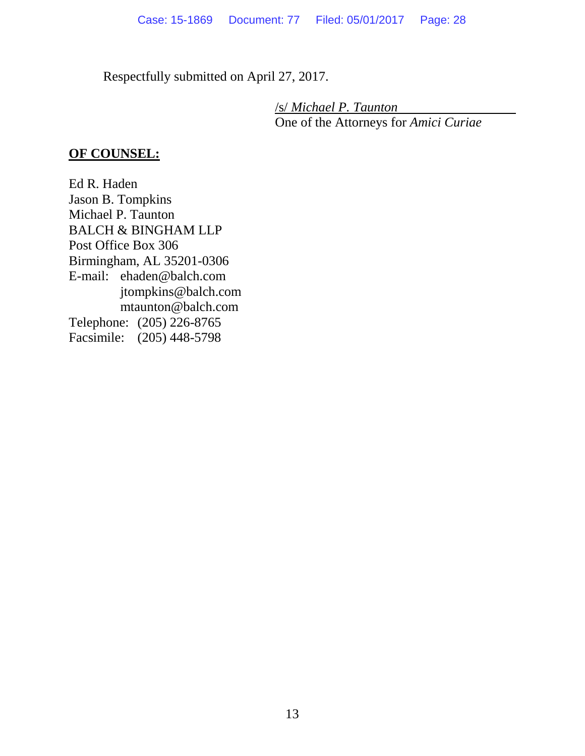Respectfully submitted on April 27, 2017.

/s/ *Michael P. Taunton*
One of the Attorneys for *Amici Curiae*

**OF COUNSEL:**

Ed R. Haden
Jason B. Tompkins
Michael P. Taunton
BALCH & BINGHAM LLP
Post Office Box 306
Birmingham, AL 35201-0306
E-mail: ehaden@balch.com
jtompkins@balch.com
mtaunton@balch.com
Telephone: (205) 226-8765
Facsimile: (205) 448-5798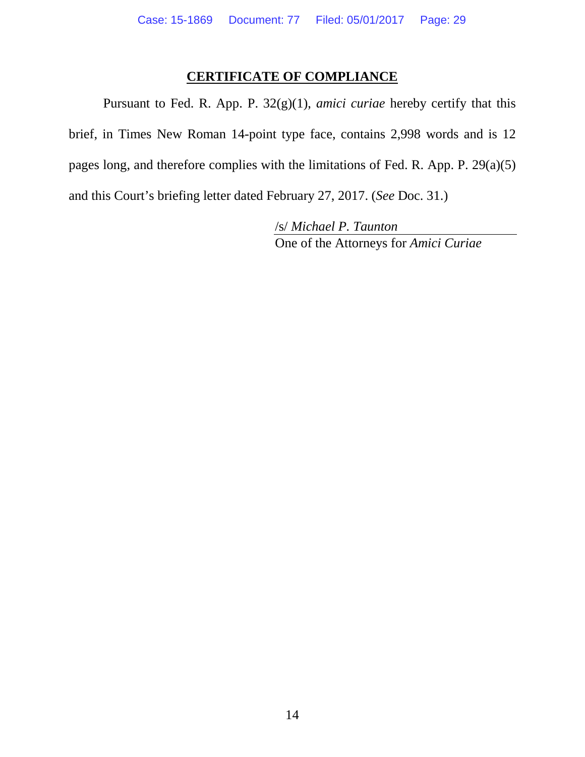## CERTIFICATE OF COMPLIANCE

Pursuant to Fed. R. App. P. 32(g)(1), *amici curiae* hereby certify that this brief, in Times New Roman 14-point type face, contains 2,998 words and is 12 pages long, and therefore complies with the limitations of Fed. R. App. P. 29(a)(5) and this Court's briefing letter dated February 27, 2017. (*See* Doc. 31.)

/s/ *Michael P. Taunton*
One of the Attorneys for *Amici Curiae*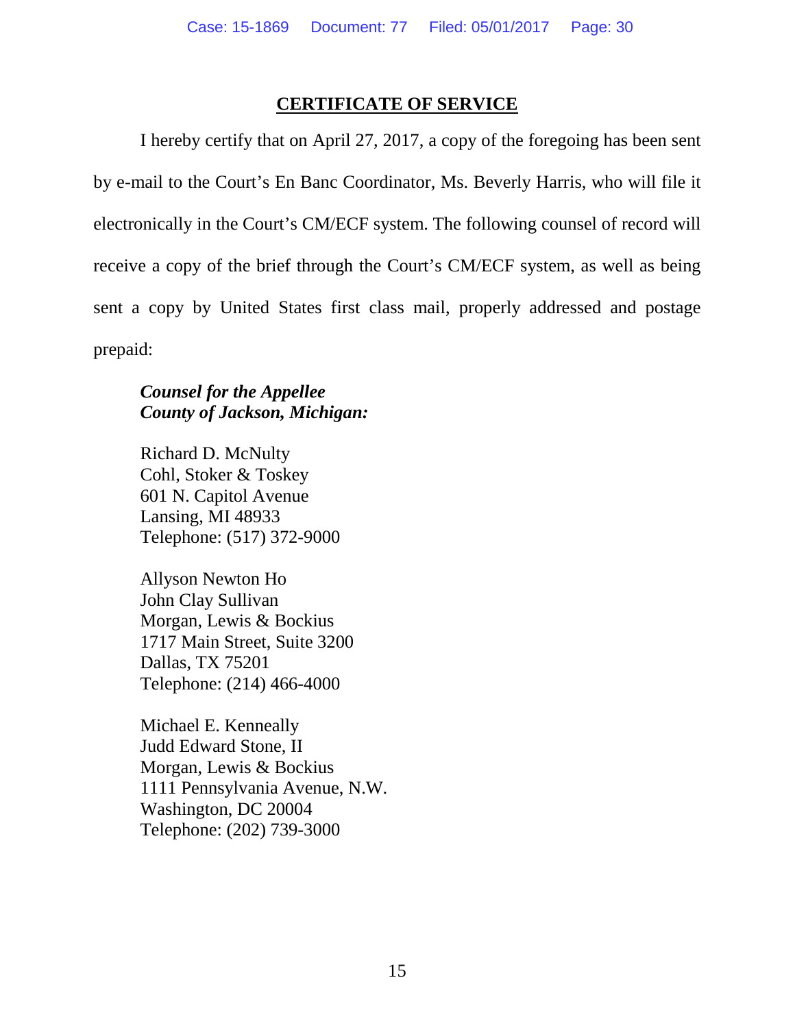## CERTIFICATE OF SERVICE

I hereby certify that on April 27, 2017, a copy of the foregoing has been sent by e-mail to the Court's En Banc Coordinator, Ms. Beverly Harris, who will file it electronically in the Court's CM/ECF system. The following counsel of record will receive a copy of the brief through the Court's CM/ECF system, as well as being sent a copy by United States first class mail, properly addressed and postage prepaid:

***Counsel for the Appellee***
***County of Jackson, Michigan:***

Richard D. McNulty
Cohl, Stoker & Toskey
601 N. Capitol Avenue
Lansing, MI 48933
Telephone: (517) 372-9000

Allyson Newton Ho
John Clay Sullivan
Morgan, Lewis & Bockius
1717 Main Street, Suite 3200
Dallas, TX 75201
Telephone: (214) 466-4000

Michael E. Kenneally
Judd Edward Stone, II
Morgan, Lewis & Bockius
1111 Pennsylvania Avenue, N.W.
Washington, DC 20004
Telephone: (202) 739-3000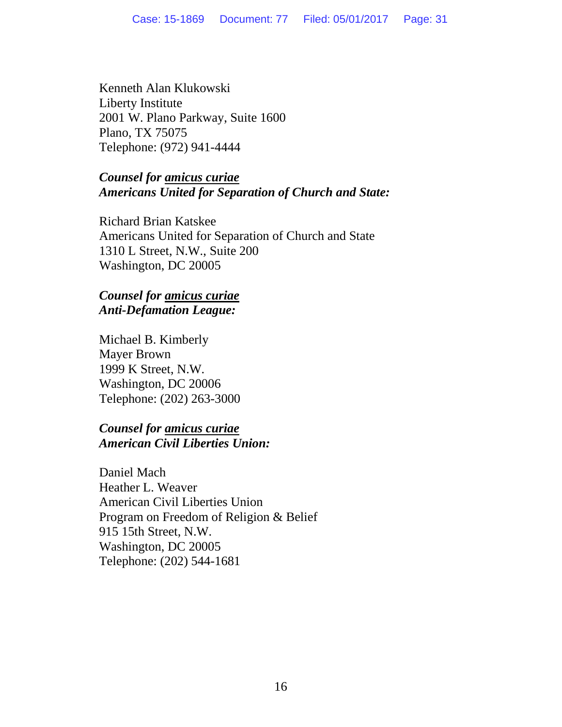Kenneth Alan Klukowski
Liberty Institute
2001 W. Plano Parkway, Suite 1600
Plano, TX 75075
Telephone: (972) 941-4444

***Counsel for amicus curiae***
***Americans United for Separation of Church and State:***

Richard Brian Katskee
Americans United for Separation of Church and State
1310 L Street, N.W., Suite 200
Washington, DC 20005

***Counsel for amicus curiae***
***Anti-Defamation League:***

Michael B. Kimberly
Mayer Brown
1999 K Street, N.W.
Washington, DC 20006
Telephone: (202) 263-3000

***Counsel for amicus curiae***
***American Civil Liberties Union:***

Daniel Mach
Heather L. Weaver
American Civil Liberties Union
Program on Freedom of Religion & Belief
915 15th Street, N.W.
Washington, DC 20005
Telephone: (202) 544-1681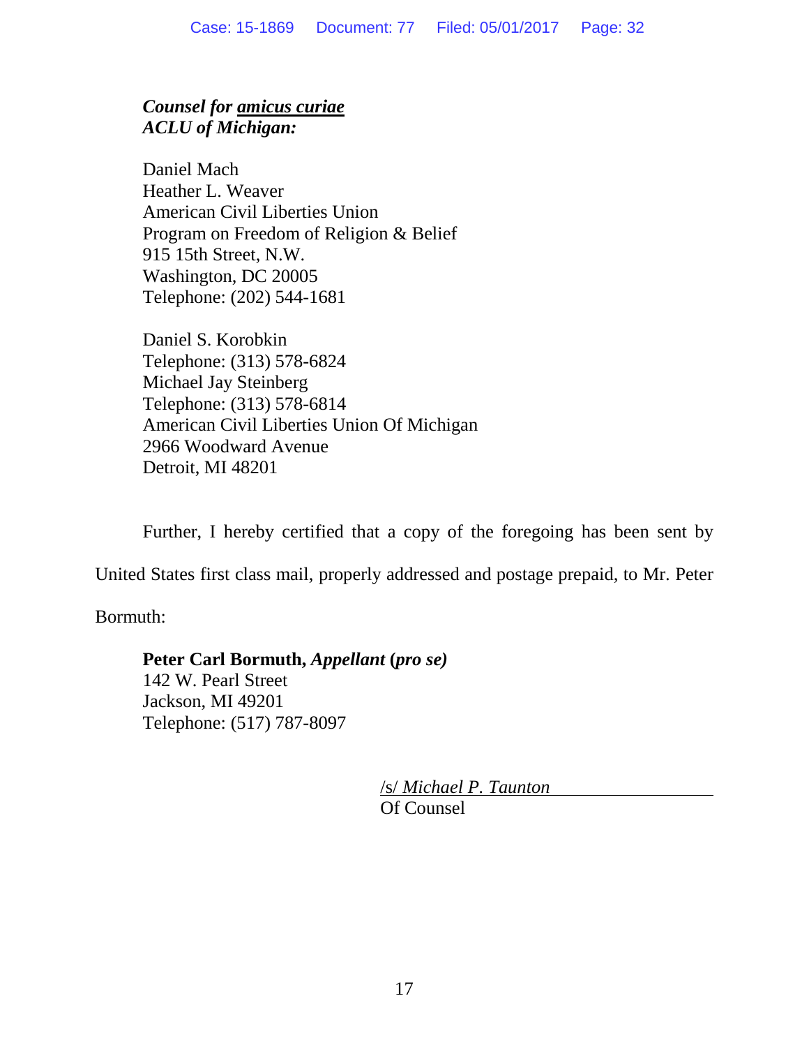***Counsel for <u>amicus curiae</u>***
***ACLU of Michigan:***

Daniel Mach
Heather L. Weaver
American Civil Liberties Union
Program on Freedom of Religion & Belief
915 15th Street, N.W.
Washington, DC 20005
Telephone: (202) 544-1681

Daniel S. Korobkin
Telephone: (313) 578-6824
Michael Jay Steinberg
Telephone: (313) 578-6814
American Civil Liberties Union Of Michigan
2966 Woodward Avenue
Detroit, MI 48201

Further, I hereby certified that a copy of the foregoing has been sent by United States first class mail, properly addressed and postage prepaid, to Mr. Peter Bormuth:

**Peter Carl Bormuth, *Appellant* (*pro se*)**
142 W. Pearl Street
Jackson, MI 49201
Telephone: (517) 787-8097

/s/ *Michael P. Taunton*
Of Counsel